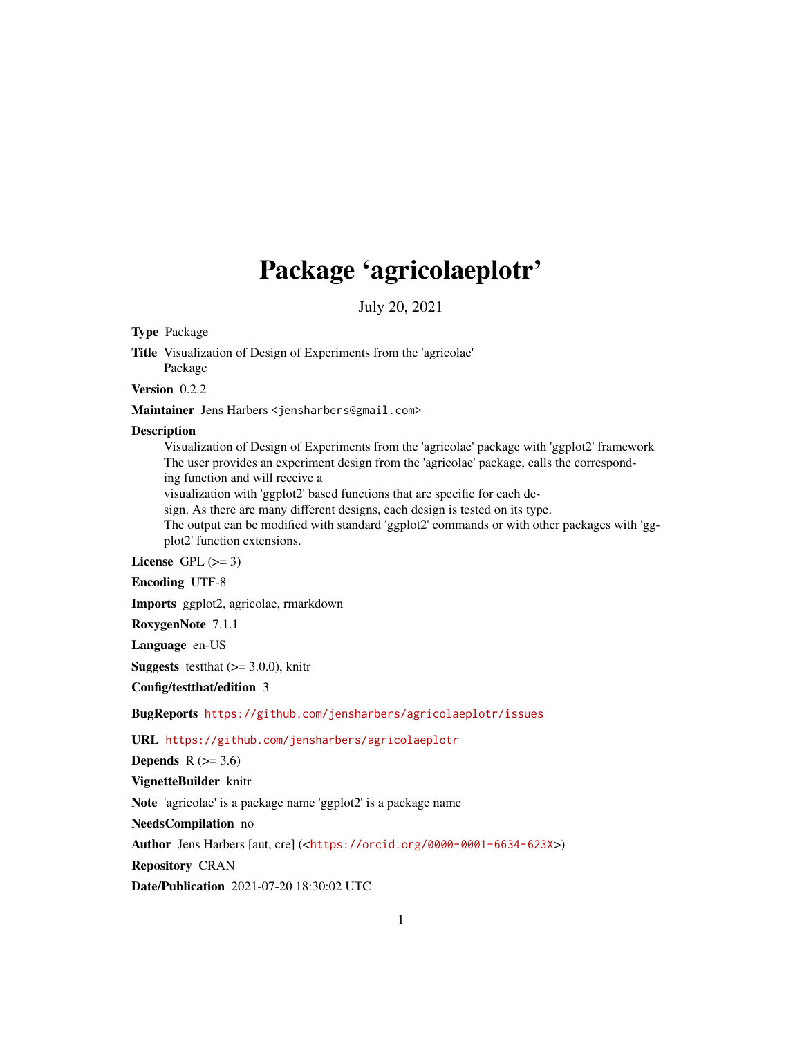# Package ‘agricolaeplotr’

July 20, 2021

**Type** Package

**Title** Visualization of Design of Experiments from the 'agricolae' Package

**Version** 0.2.2

**Maintainer** Jens Harbers <jensharbers@gmail.com>

**Description** Visualization of Design of Experiments from the 'agricolae' package with 'ggplot2' framework The user provides an experiment design from the 'agricolae' package, calls the corresponding function and will receive a visualization with 'ggplot2' based functions that are specific for each design. As there are many different designs, each design is tested on its type. The output can be modified with standard 'ggplot2' commands or with other packages with 'ggplot2' function extensions.

**License** GPL (>= 3)

**Encoding** UTF-8

**Imports** ggplot2, agricolae, rmarkdown

**RoxygenNote** 7.1.1

**Language** en-US

**Suggests** testthat (>= 3.0.0), knitr

**Config/testthat/edition** 3

**BugReports** https://github.com/jensharbers/agricolaeplotr/issues

**URL** https://github.com/jensharbers/agricolaeplotr

**Depends** R (>= 3.6)

**VignetteBuilder** knitr

**Note** 'agricolae' is a package name 'ggplot2' is a package name

**NeedsCompilation** no

**Author** Jens Harbers [aut, cre] (<https://orcid.org/0000-0001-6634-623X>)

**Repository** CRAN

**Date/Publication** 2021-07-20 18:30:02 UTC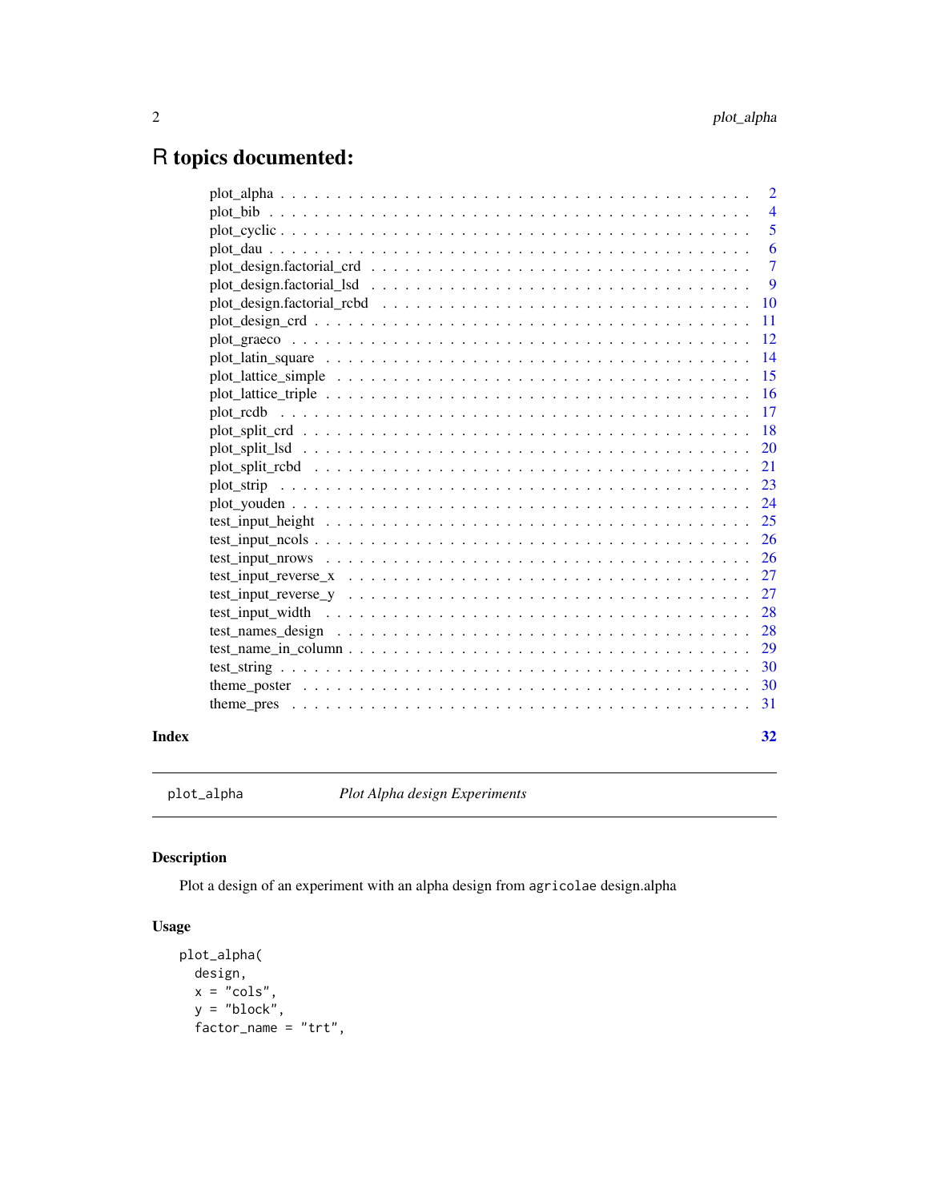# R topics documented:

plot_alpha . . . . . . . . . . . . . . . . . . . . . . . . . . . . . . . . . . . . . . 2
plot_bib . . . . . . . . . . . . . . . . . . . . . . . . . . . . . . . . . . . . . . . 4
plot_cyclic . . . . . . . . . . . . . . . . . . . . . . . . . . . . . . . . . . . . . . 5
plot_dau . . . . . . . . . . . . . . . . . . . . . . . . . . . . . . . . . . . . . . . 6
plot_design.factorial_crd . . . . . . . . . . . . . . . . . . . . . . . . . . . . . . 7
plot_design.factorial_lsd . . . . . . . . . . . . . . . . . . . . . . . . . . . . . . 9
plot_design.factorial_rcbd . . . . . . . . . . . . . . . . . . . . . . . . . . . . . 10
plot_design_crd . . . . . . . . . . . . . . . . . . . . . . . . . . . . . . . . . . . 11
plot_graeco . . . . . . . . . . . . . . . . . . . . . . . . . . . . . . . . . . . . . 12
plot_latin_square . . . . . . . . . . . . . . . . . . . . . . . . . . . . . . . . . . 14
plot_lattice_simple . . . . . . . . . . . . . . . . . . . . . . . . . . . . . . . . . 15
plot_lattice_triple . . . . . . . . . . . . . . . . . . . . . . . . . . . . . . . . . 16
plot_rcdb . . . . . . . . . . . . . . . . . . . . . . . . . . . . . . . . . . . . . . 17
plot_split_crd . . . . . . . . . . . . . . . . . . . . . . . . . . . . . . . . . . . . 18
plot_split_lsd . . . . . . . . . . . . . . . . . . . . . . . . . . . . . . . . . . . . 20
plot_split_rcbd . . . . . . . . . . . . . . . . . . . . . . . . . . . . . . . . . . . 21
plot_strip . . . . . . . . . . . . . . . . . . . . . . . . . . . . . . . . . . . . . . 23
plot_youden . . . . . . . . . . . . . . . . . . . . . . . . . . . . . . . . . . . . . 24
test_input_height . . . . . . . . . . . . . . . . . . . . . . . . . . . . . . . . . . 25
test_input_ncols . . . . . . . . . . . . . . . . . . . . . . . . . . . . . . . . . . . 26
test_input_nrows . . . . . . . . . . . . . . . . . . . . . . . . . . . . . . . . . . . 26
test_input_reverse_x . . . . . . . . . . . . . . . . . . . . . . . . . . . . . . . . . 27
test_input_reverse_y . . . . . . . . . . . . . . . . . . . . . . . . . . . . . . . . . 27
test_input_width . . . . . . . . . . . . . . . . . . . . . . . . . . . . . . . . . . . 28
test_names_design . . . . . . . . . . . . . . . . . . . . . . . . . . . . . . . . . . 28
test_name_in_column . . . . . . . . . . . . . . . . . . . . . . . . . . . . . . . . . 29
test_string . . . . . . . . . . . . . . . . . . . . . . . . . . . . . . . . . . . . . 30
theme_poster . . . . . . . . . . . . . . . . . . . . . . . . . . . . . . . . . . . . . 30
theme_pres . . . . . . . . . . . . . . . . . . . . . . . . . . . . . . . . . . . . . . 31

**Index** **32**

---

`plot_alpha` *Plot Alpha design Experiments*

---

### Description

Plot a design of an experiment with an alpha design from `agricolae` design.alpha

### Usage

```
plot_alpha(
  design,
  x = "cols",
  y = "block",
  factor_name = "trt",
```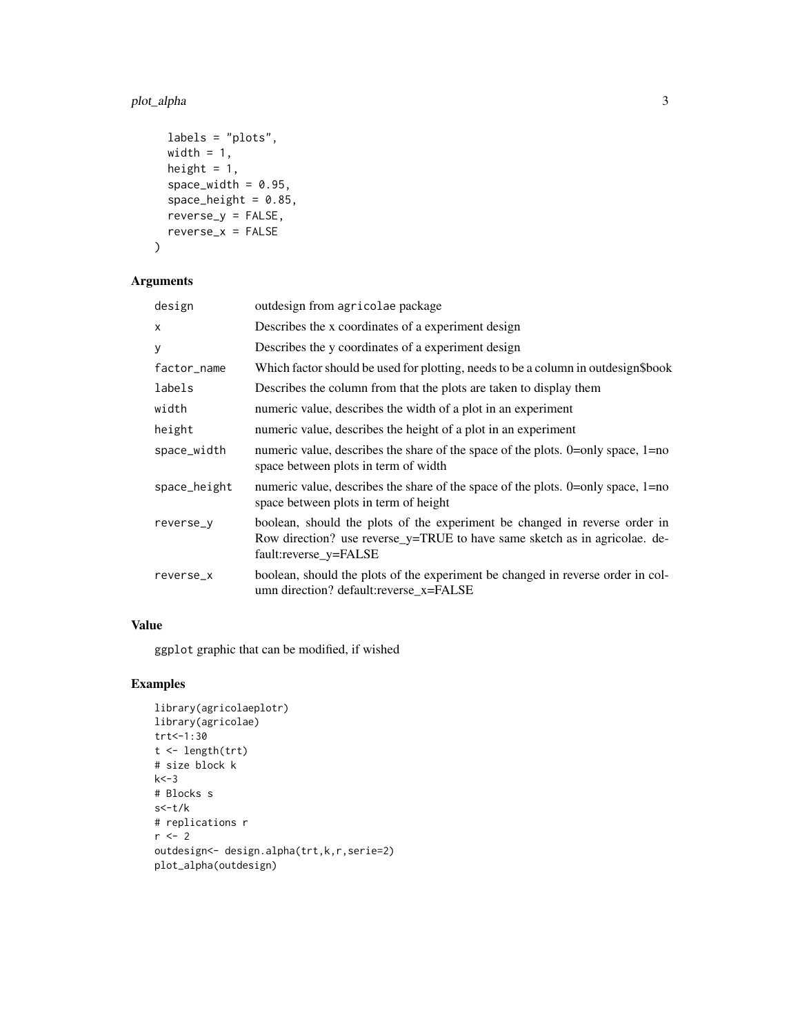```
  labels = "plots",
  width = 1,
  height = 1,
  space_width = 0.95,
  space_height = 0.85,
  reverse_y = FALSE,
  reverse_x = FALSE
)
```

### Arguments

| | |
|---|---|
| design | outdesign from agricolae package |
| x | Describes the x coordinates of a experiment design |
| y | Describes the y coordinates of a experiment design |
| factor_name | Which factor should be used for plotting, needs to be a column in outdesign$book |
| labels | Describes the column from that the plots are taken to display them |
| width | numeric value, describes the width of a plot in an experiment |
| height | numeric value, describes the height of a plot in an experiment |
| space_width | numeric value, describes the share of the space of the plots. 0=only space, 1=no space between plots in term of width |
| space_height | numeric value, describes the share of the space of the plots. 0=only space, 1=no space between plots in term of height |
| reverse_y | boolean, should the plots of the experiment be changed in reverse order in Row direction? use reverse_y=TRUE to have same sketch as in agricolae. default:reverse_y=FALSE |
| reverse_x | boolean, should the plots of the experiment be changed in reverse order in column direction? default:reverse_x=FALSE |

### Value

ggplot graphic that can be modified, if wished

### Examples

```
library(agricolaeplotr)
library(agricolae)
trt<-1:30
t <- length(trt)
# size block k
k<-3
# Blocks s
s<-t/k
# replications r
r <- 2
outdesign<- design.alpha(trt,k,r,serie=2)
plot_alpha(outdesign)
```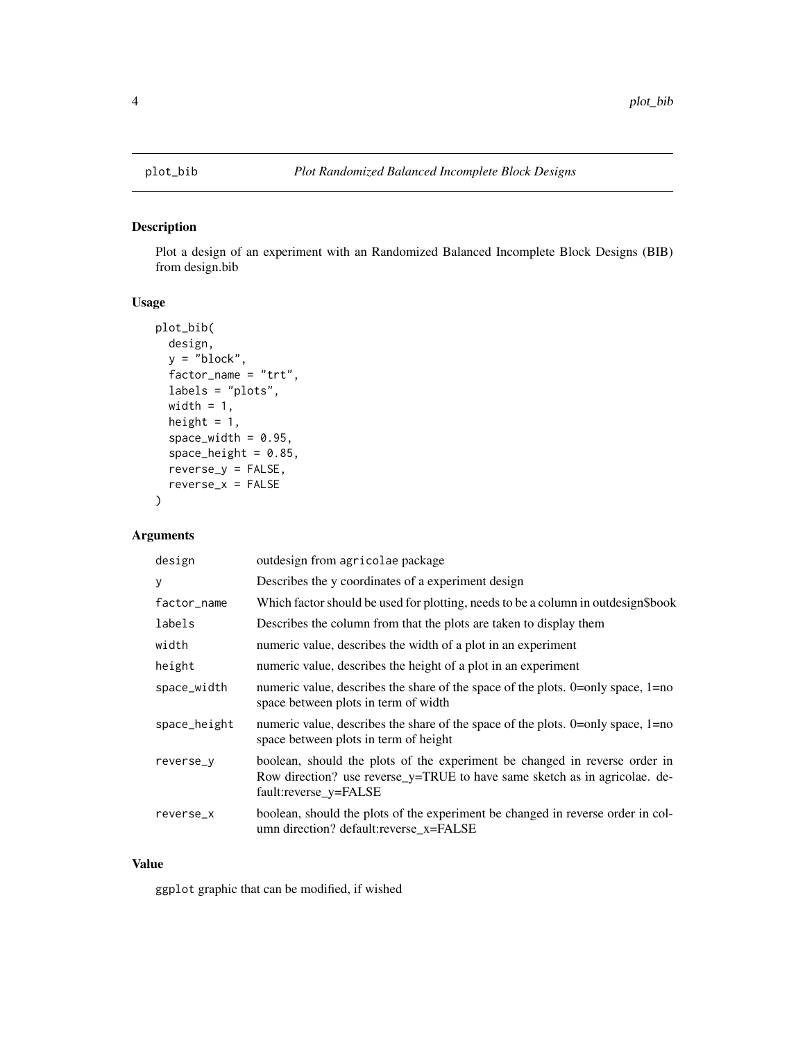## plot_bib — *Plot Randomized Balanced Incomplete Block Designs*

### Description

Plot a design of an experiment with an Randomized Balanced Incomplete Block Designs (BIB) from design.bib

### Usage

```
plot_bib(
  design,
  y = "block",
  factor_name = "trt",
  labels = "plots",
  width = 1,
  height = 1,
  space_width = 0.95,
  space_height = 0.85,
  reverse_y = FALSE,
  reverse_x = FALSE
)
```

### Arguments

| | |
|---|---|
| `design` | outdesign from `agricolae` package |
| `y` | Describes the y coordinates of a experiment design |
| `factor_name` | Which factor should be used for plotting, needs to be a column in outdesign$book |
| `labels` | Describes the column from that the plots are taken to display them |
| `width` | numeric value, describes the width of a plot in an experiment |
| `height` | numeric value, describes the height of a plot in an experiment |
| `space_width` | numeric value, describes the share of the space of the plots. 0=only space, 1=no space between plots in term of width |
| `space_height` | numeric value, describes the share of the space of the plots. 0=only space, 1=no space between plots in term of height |
| `reverse_y` | boolean, should the plots of the experiment be changed in reverse order in Row direction? use reverse_y=TRUE to have same sketch as in agricolae. default:reverse_y=FALSE |
| `reverse_x` | boolean, should the plots of the experiment be changed in reverse order in column direction? default:reverse_x=FALSE |

### Value

`ggplot` graphic that can be modified, if wished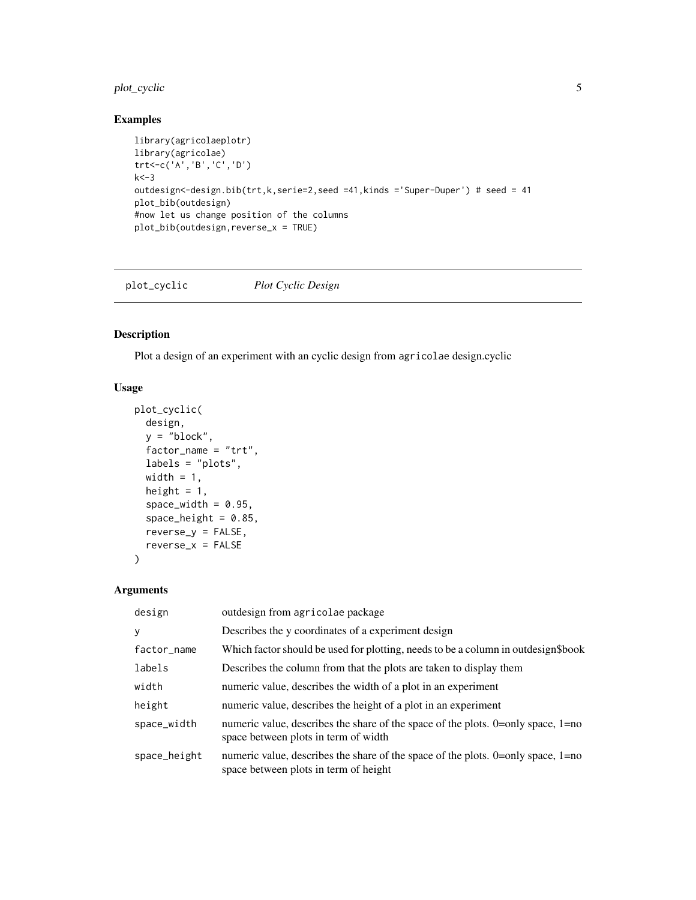## Examples

```
library(agricolaeplotr)
library(agricolae)
trt<-c('A','B','C','D')
k<-3
outdesign<-design.bib(trt,k,serie=2,seed =41,kinds ='Super-Duper') # seed = 41
plot_bib(outdesign)
#now let us change position of the columns
plot_bib(outdesign,reverse_x = TRUE)
```

---

# plot_cyclic *Plot Cyclic Design*

---

## Description

Plot a design of an experiment with an cyclic design from agricolae design.cyclic

## Usage

```
plot_cyclic(
  design,
  y = "block",
  factor_name = "trt",
  labels = "plots",
  width = 1,
  height = 1,
  space_width = 0.95,
  space_height = 0.85,
  reverse_y = FALSE,
  reverse_x = FALSE
)
```

## Arguments

| | |
|---|---|
| design | outdesign from agricolae package |
| y | Describes the y coordinates of a experiment design |
| factor_name | Which factor should be used for plotting, needs to be a column in outdesign$book |
| labels | Describes the column from that the plots are taken to display them |
| width | numeric value, describes the width of a plot in an experiment |
| height | numeric value, describes the height of a plot in an experiment |
| space_width | numeric value, describes the share of the space of the plots. 0=only space, 1=no space between plots in term of width |
| space_height | numeric value, describes the share of the space of the plots. 0=only space, 1=no space between plots in term of height |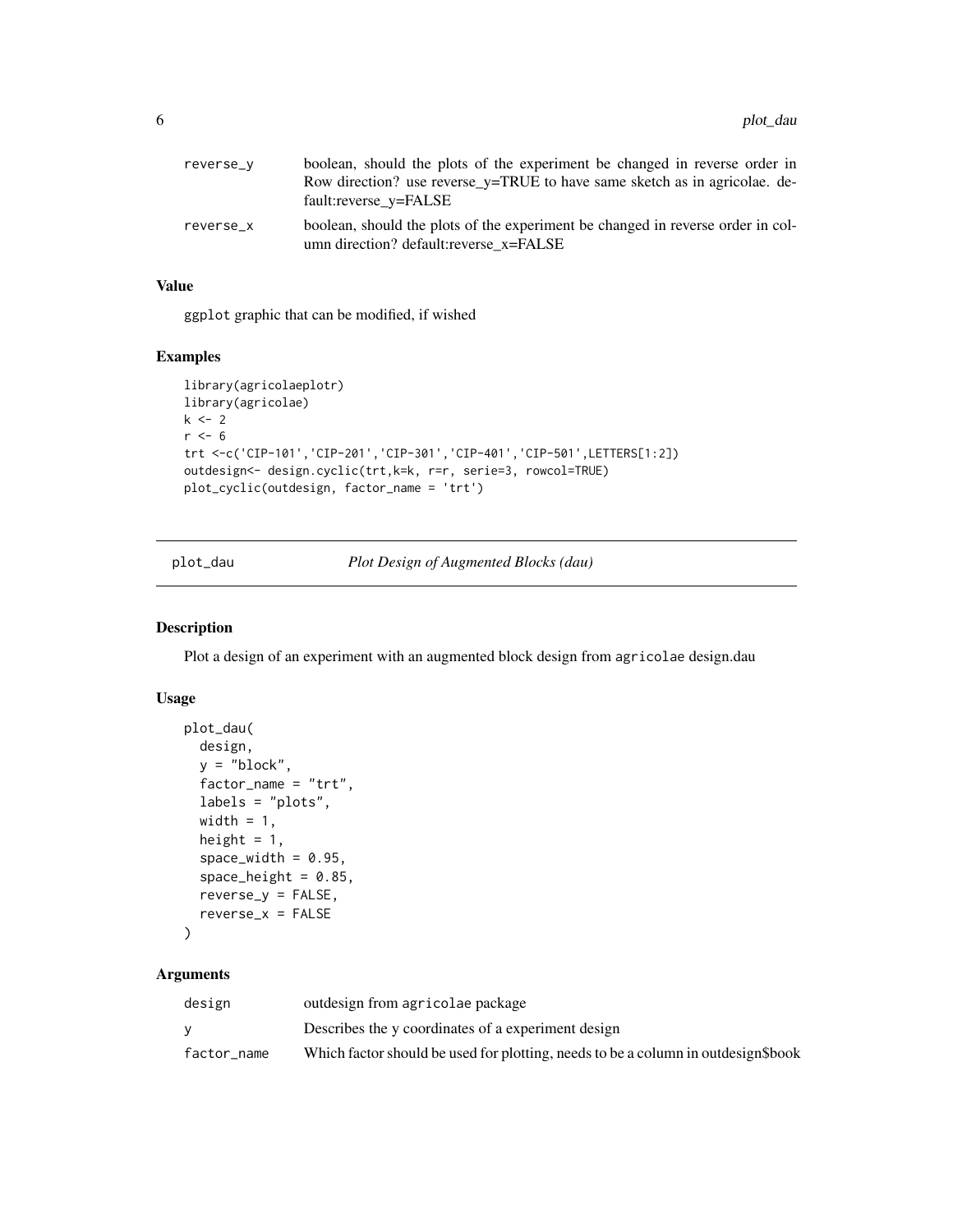| | |
|---|---|
| reverse_y | boolean, should the plots of the experiment be changed in reverse order in Row direction? use reverse_y=TRUE to have same sketch as in agricolae. default:reverse_y=FALSE |
| reverse_x | boolean, should the plots of the experiment be changed in reverse order in column direction? default:reverse_x=FALSE |

## Value

ggplot graphic that can be modified, if wished

## Examples

```
library(agricolaeplotr)
library(agricolae)
k <- 2
r <- 6
trt <-c('CIP-101','CIP-201','CIP-301','CIP-401','CIP-501',LETTERS[1:2])
outdesign<- design.cyclic(trt,k=k, r=r, serie=3, rowcol=TRUE)
plot_cyclic(outdesign, factor_name = 'trt')
```

---

# plot_dau *Plot Design of Augmented Blocks (dau)*

## Description

Plot a design of an experiment with an augmented block design from agricolae design.dau

## Usage

```
plot_dau(
  design,
  y = "block",
  factor_name = "trt",
  labels = "plots",
  width = 1,
  height = 1,
  space_width = 0.95,
  space_height = 0.85,
  reverse_y = FALSE,
  reverse_x = FALSE
)
```

## Arguments

| | |
|---|---|
| design | outdesign from agricolae package |
| y | Describes the y coordinates of a experiment design |
| factor_name | Which factor should be used for plotting, needs to be a column in outdesign$book |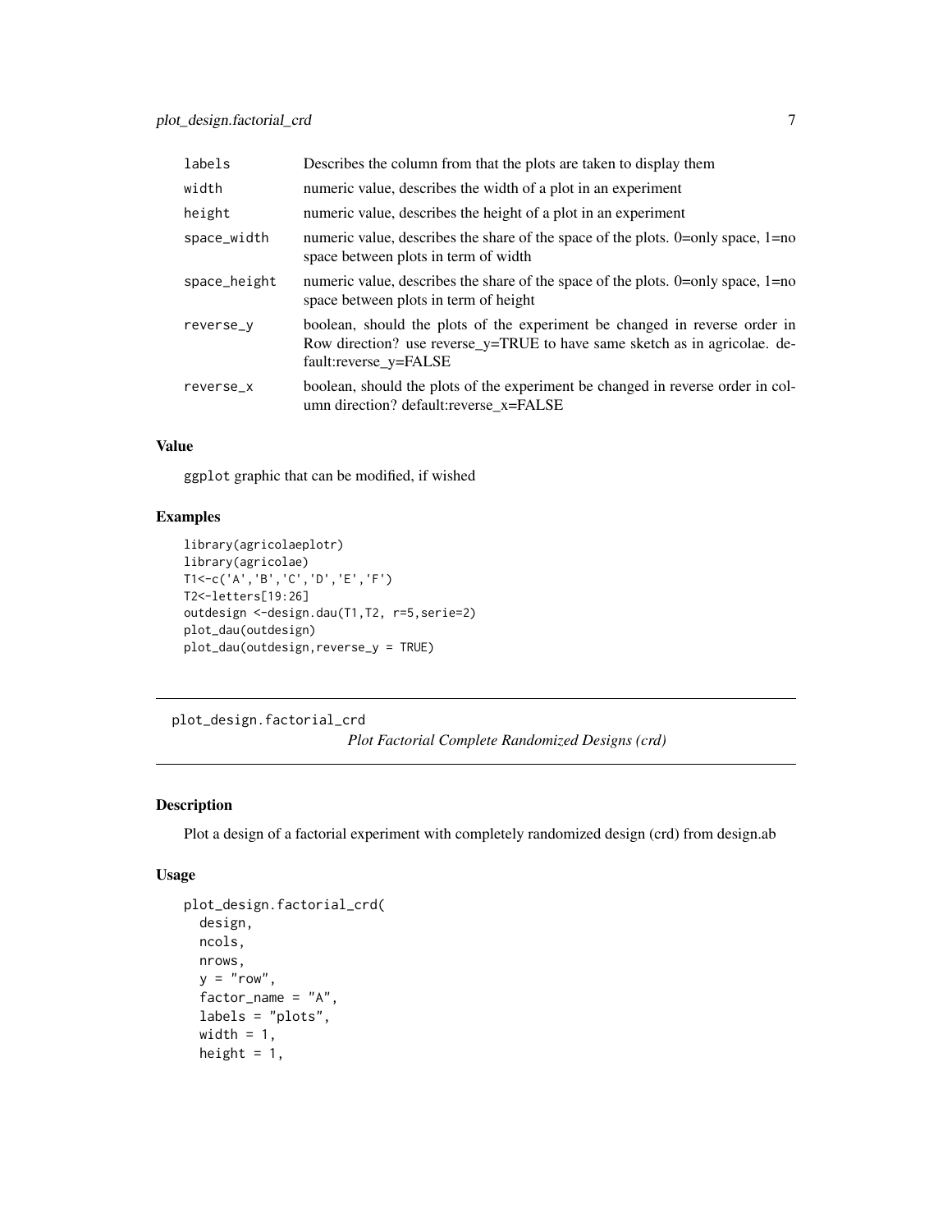| | |
|---|---|
| labels | Describes the column from that the plots are taken to display them |
| width | numeric value, describes the width of a plot in an experiment |
| height | numeric value, describes the height of a plot in an experiment |
| space_width | numeric value, describes the share of the space of the plots. 0=only space, 1=no space between plots in term of width |
| space_height | numeric value, describes the share of the space of the plots. 0=only space, 1=no space between plots in term of height |
| reverse_y | boolean, should the plots of the experiment be changed in reverse order in Row direction? use reverse_y=TRUE to have same sketch as in agricolae. default:reverse_y=FALSE |
| reverse_x | boolean, should the plots of the experiment be changed in reverse order in column direction? default:reverse_x=FALSE |

### Value

ggplot graphic that can be modified, if wished

### Examples

```
library(agricolaeplotr)
library(agricolae)
T1<-c('A','B','C','D','E','F')
T2<-letters[19:26]
outdesign <-design.dau(T1,T2, r=5,serie=2)
plot_dau(outdesign)
plot_dau(outdesign,reverse_y = TRUE)
```

---

## plot_design.factorial_crd

*Plot Factorial Complete Randomized Designs (crd)*

### Description

Plot a design of a factorial experiment with completely randomized design (crd) from design.ab

### Usage

```
plot_design.factorial_crd(
  design,
  ncols,
  nrows,
  y = "row",
  factor_name = "A",
  labels = "plots",
  width = 1,
  height = 1,
```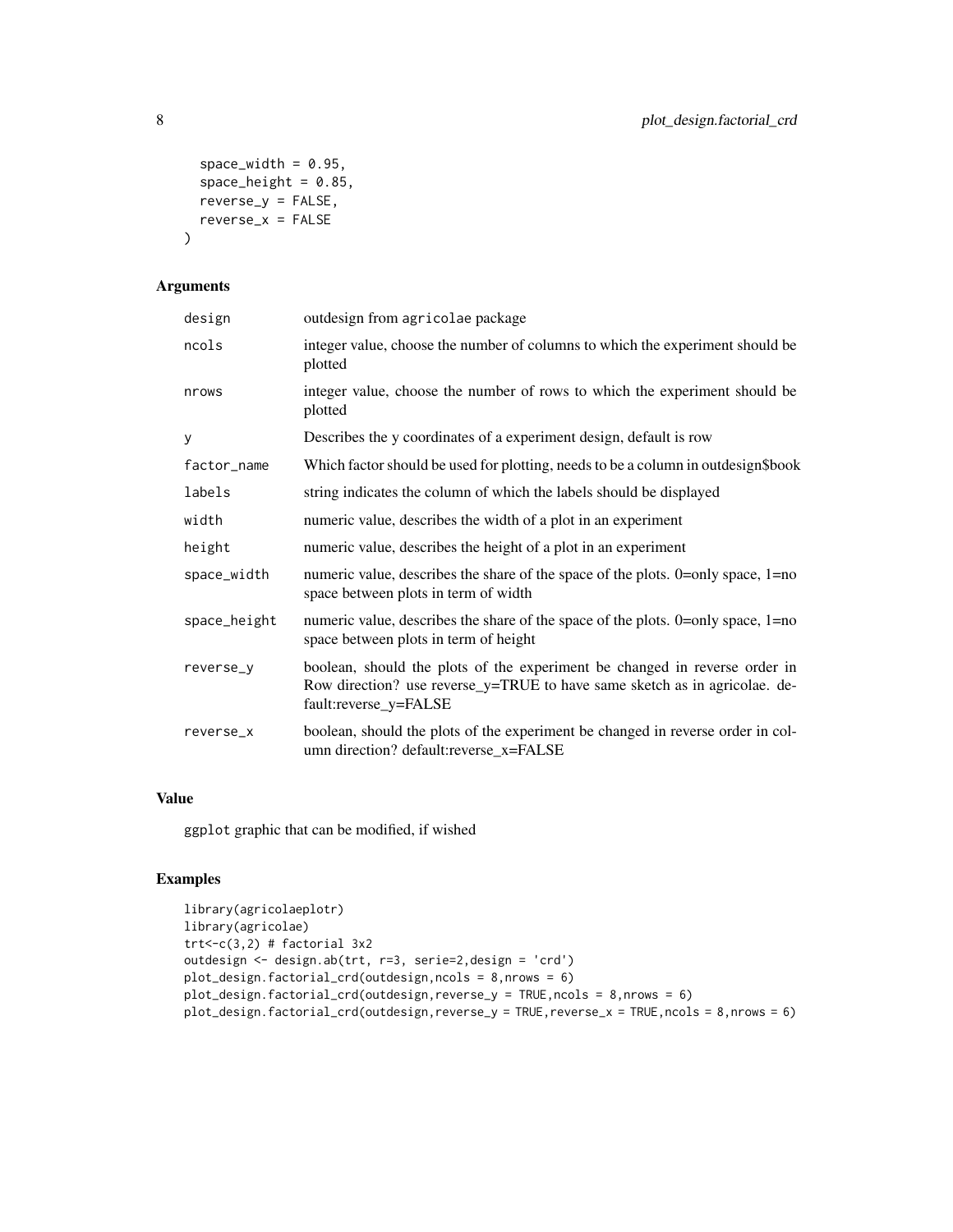```
  space_width = 0.95,
  space_height = 0.85,
  reverse_y = FALSE,
  reverse_x = FALSE
)
```

### Arguments

| | |
|---|---|
| design | outdesign from agricolae package |
| ncols | integer value, choose the number of columns to which the experiment should be plotted |
| nrows | integer value, choose the number of rows to which the experiment should be plotted |
| y | Describes the y coordinates of a experiment design, default is row |
| factor_name | Which factor should be used for plotting, needs to be a column in outdesign$book |
| labels | string indicates the column of which the labels should be displayed |
| width | numeric value, describes the width of a plot in an experiment |
| height | numeric value, describes the height of a plot in an experiment |
| space_width | numeric value, describes the share of the space of the plots. 0=only space, 1=no space between plots in term of width |
| space_height | numeric value, describes the share of the space of the plots. 0=only space, 1=no space between plots in term of height |
| reverse_y | boolean, should the plots of the experiment be changed in reverse order in Row direction? use reverse_y=TRUE to have same sketch as in agricolae. default:reverse_y=FALSE |
| reverse_x | boolean, should the plots of the experiment be changed in reverse order in column direction? default:reverse_x=FALSE |

### Value

ggplot graphic that can be modified, if wished

### Examples

```
library(agricolaeplotr)
library(agricolae)
trt<-c(3,2) # factorial 3x2
outdesign <- design.ab(trt, r=3, serie=2,design = 'crd')
plot_design.factorial_crd(outdesign,ncols = 8,nrows = 6)
plot_design.factorial_crd(outdesign,reverse_y = TRUE,ncols = 8,nrows = 6)
plot_design.factorial_crd(outdesign,reverse_y = TRUE,reverse_x = TRUE,ncols = 8,nrows = 6)
```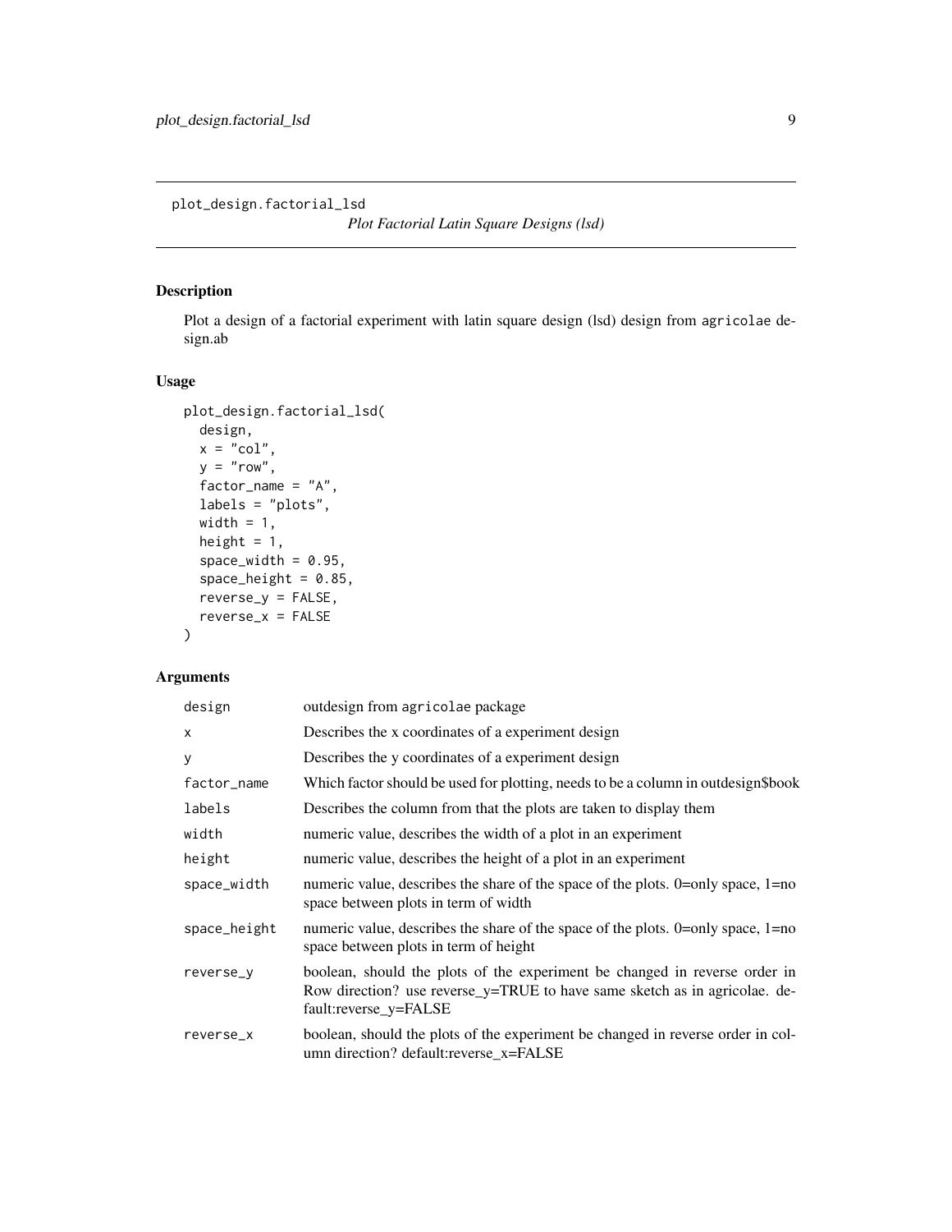plot_design.factorial_lsd

*Plot Factorial Latin Square Designs (lsd)*

## Description

Plot a design of a factorial experiment with latin square design (lsd) design from agricolae design.ab

## Usage

```
plot_design.factorial_lsd(
  design,
  x = "col",
  y = "row",
  factor_name = "A",
  labels = "plots",
  width = 1,
  height = 1,
  space_width = 0.95,
  space_height = 0.85,
  reverse_y = FALSE,
  reverse_x = FALSE
)
```

## Arguments

| | |
|---|---|
| design | outdesign from agricolae package |
| x | Describes the x coordinates of a experiment design |
| y | Describes the y coordinates of a experiment design |
| factor_name | Which factor should be used for plotting, needs to be a column in outdesign$book |
| labels | Describes the column from that the plots are taken to display them |
| width | numeric value, describes the width of a plot in an experiment |
| height | numeric value, describes the height of a plot in an experiment |
| space_width | numeric value, describes the share of the space of the plots. 0=only space, 1=no space between plots in term of width |
| space_height | numeric value, describes the share of the space of the plots. 0=only space, 1=no space between plots in term of height |
| reverse_y | boolean, should the plots of the experiment be changed in reverse order in Row direction? use reverse_y=TRUE to have same sketch as in agricolae. default:reverse_y=FALSE |
| reverse_x | boolean, should the plots of the experiment be changed in reverse order in column direction? default:reverse_x=FALSE |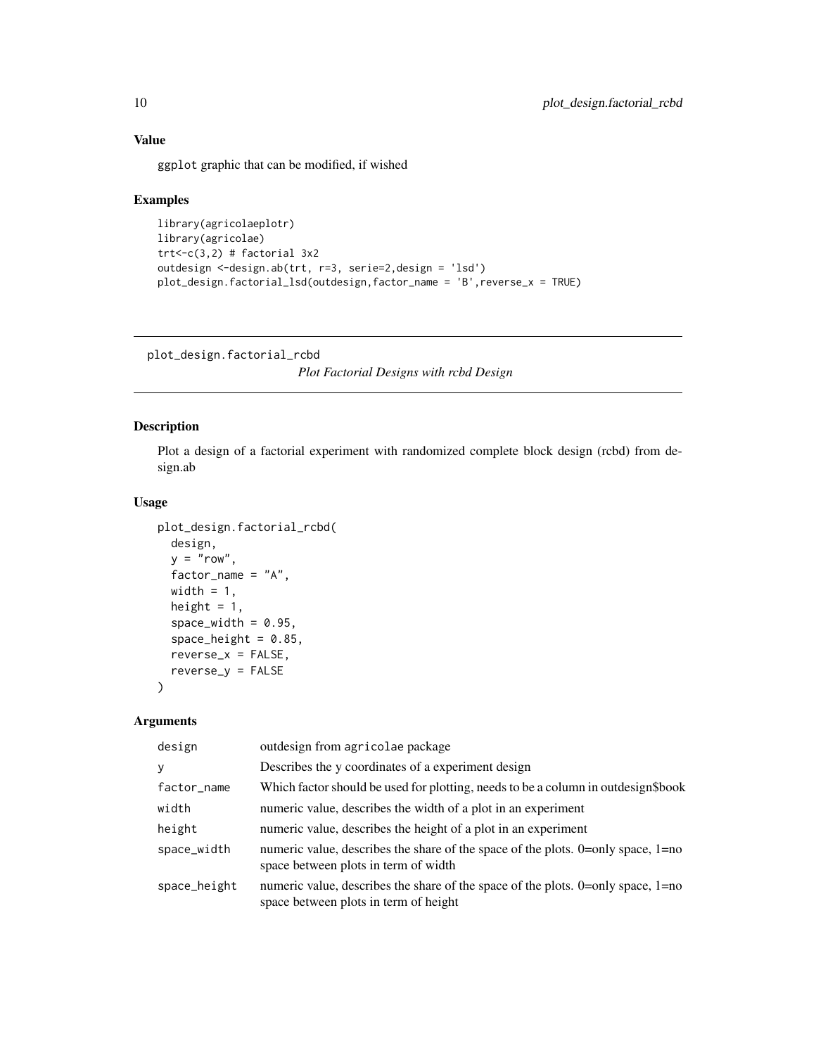## Value

ggplot graphic that can be modified, if wished

## Examples

```
library(agricolaeplotr)
library(agricolae)
trt<-c(3,2) # factorial 3x2
outdesign <-design.ab(trt, r=3, serie=2,design = 'lsd')
plot_design.factorial_lsd(outdesign,factor_name = 'B',reverse_x = TRUE)
```

---

# plot_design.factorial_rcbd

*Plot Factorial Designs with rcbd Design*

## Description

Plot a design of a factorial experiment with randomized complete block design (rcbd) from design.ab

## Usage

```
plot_design.factorial_rcbd(
  design,
  y = "row",
  factor_name = "A",
  width = 1,
  height = 1,
  space_width = 0.95,
  space_height = 0.85,
  reverse_x = FALSE,
  reverse_y = FALSE
)
```

## Arguments

| | |
|---|---|
| design | outdesign from agricolae package |
| y | Describes the y coordinates of a experiment design |
| factor_name | Which factor should be used for plotting, needs to be a column in outdesign$book |
| width | numeric value, describes the width of a plot in an experiment |
| height | numeric value, describes the height of a plot in an experiment |
| space_width | numeric value, describes the share of the space of the plots. 0=only space, 1=no space between plots in term of width |
| space_height | numeric value, describes the share of the space of the plots. 0=only space, 1=no space between plots in term of height |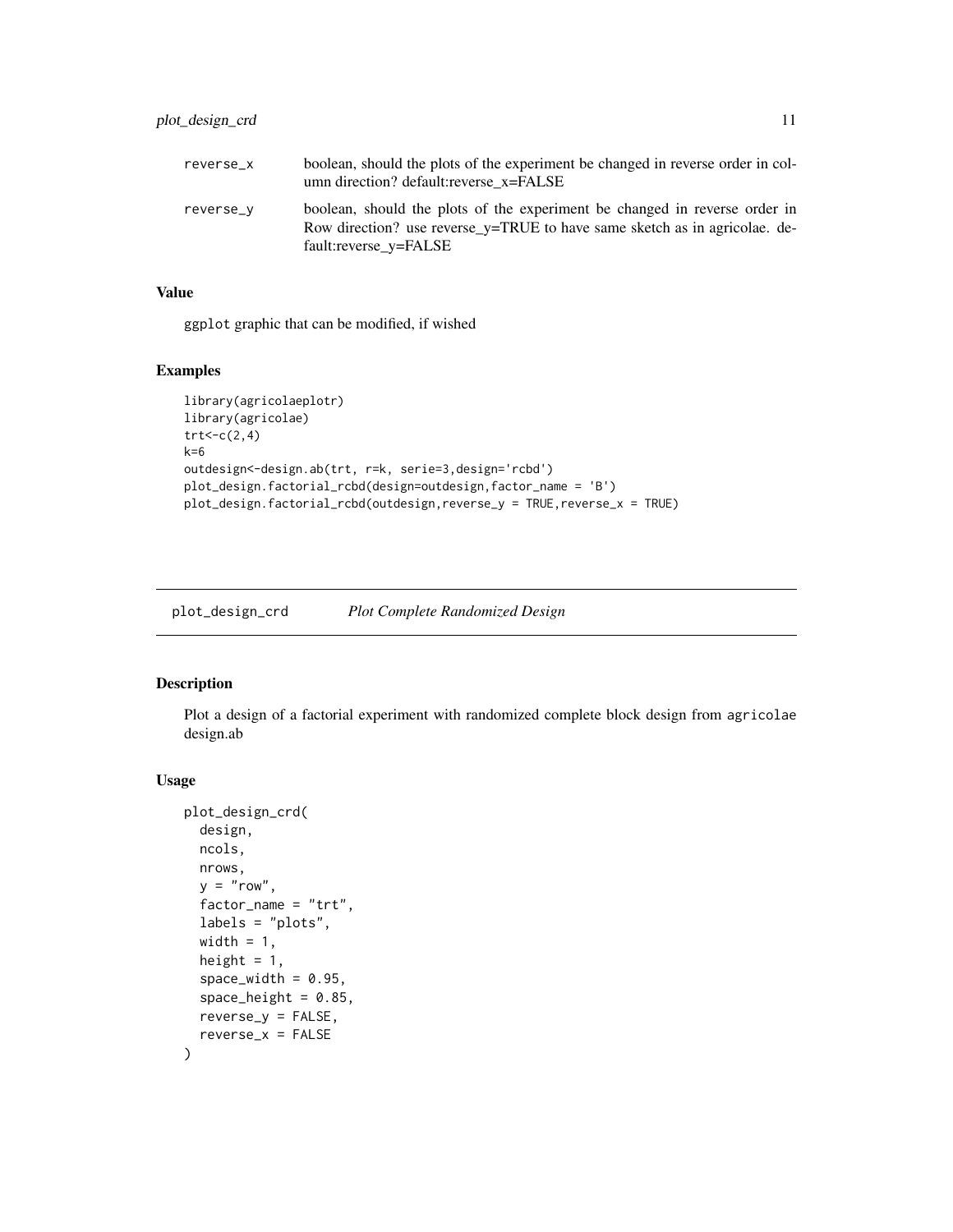| | |
|---|---|
| reverse_x | boolean, should the plots of the experiment be changed in reverse order in column direction? default:reverse_x=FALSE |
| reverse_y | boolean, should the plots of the experiment be changed in reverse order in Row direction? use reverse_y=TRUE to have same sketch as in agricolae. default:reverse_y=FALSE |

## Value

ggplot graphic that can be modified, if wished

## Examples

```
library(agricolaeplotr)
library(agricolae)
trt<-c(2,4)
k=6
outdesign<-design.ab(trt, r=k, serie=3,design='rcbd')
plot_design.factorial_rcbd(design=outdesign,factor_name = 'B')
plot_design.factorial_rcbd(outdesign,reverse_y = TRUE,reverse_x = TRUE)
```

---

# plot_design_crd    *Plot Complete Randomized Design*

## Description

Plot a design of a factorial experiment with randomized complete block design from agricolae design.ab

## Usage

```
plot_design_crd(
  design,
  ncols,
  nrows,
  y = "row",
  factor_name = "trt",
  labels = "plots",
  width = 1,
  height = 1,
  space_width = 0.95,
  space_height = 0.85,
  reverse_y = FALSE,
  reverse_x = FALSE
)
```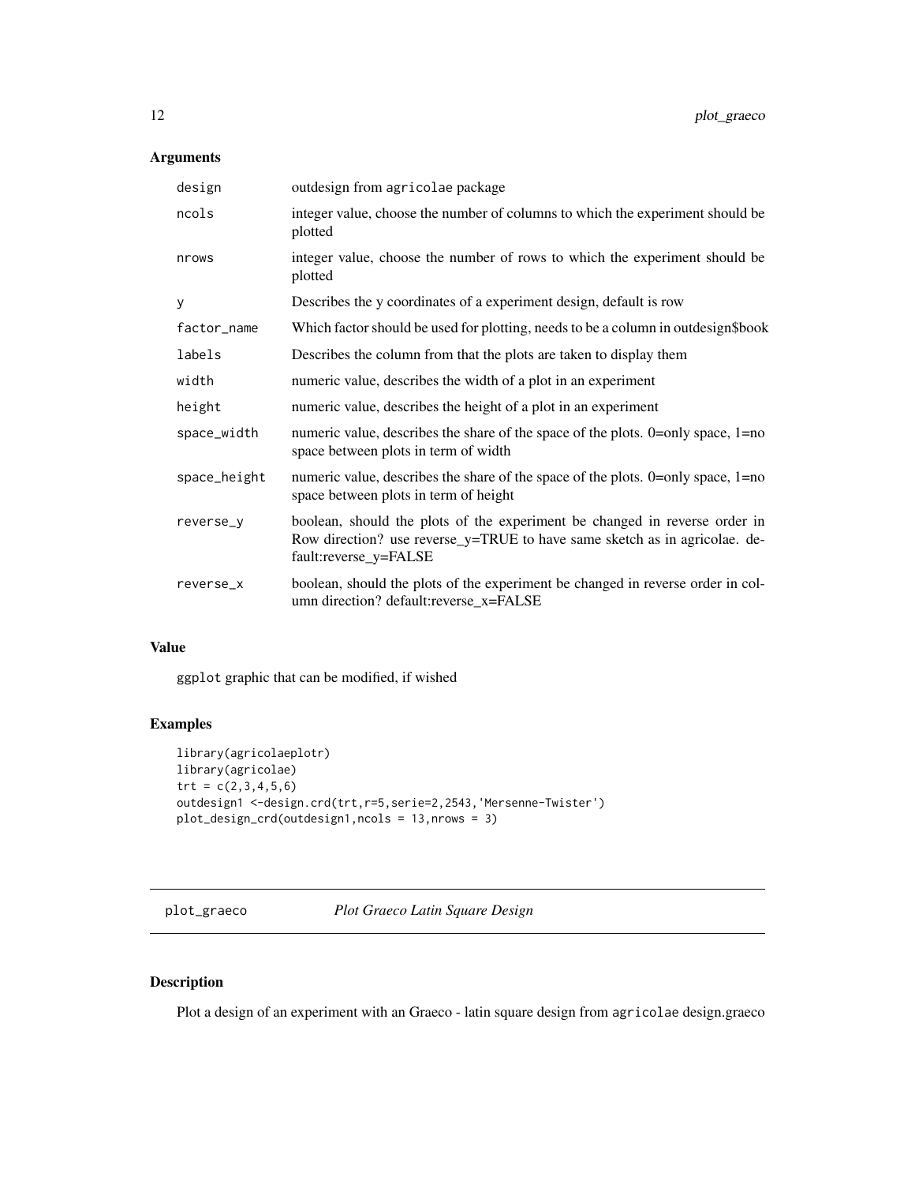## Arguments

| | |
|---|---|
| design | outdesign from agricolae package |
| ncols | integer value, choose the number of columns to which the experiment should be plotted |
| nrows | integer value, choose the number of rows to which the experiment should be plotted |
| y | Describes the y coordinates of a experiment design, default is row |
| factor_name | Which factor should be used for plotting, needs to be a column in outdesign$book |
| labels | Describes the column from that the plots are taken to display them |
| width | numeric value, describes the width of a plot in an experiment |
| height | numeric value, describes the height of a plot in an experiment |
| space_width | numeric value, describes the share of the space of the plots. 0=only space, 1=no space between plots in term of width |
| space_height | numeric value, describes the share of the space of the plots. 0=only space, 1=no space between plots in term of height |
| reverse_y | boolean, should the plots of the experiment be changed in reverse order in Row direction? use reverse_y=TRUE to have same sketch as in agricolae. default:reverse_y=FALSE |
| reverse_x | boolean, should the plots of the experiment be changed in reverse order in column direction? default:reverse_x=FALSE |

## Value

ggplot graphic that can be modified, if wished

## Examples

```
library(agricolaeplotr)
library(agricolae)
trt = c(2,3,4,5,6)
outdesign1 <-design.crd(trt,r=5,serie=2,2543,'Mersenne-Twister')
plot_design_crd(outdesign1,ncols = 13,nrows = 3)
```

---

# plot_graeco *Plot Graeco Latin Square Design*

## Description

Plot a design of an experiment with an Graeco - latin square design from agricolae design.graeco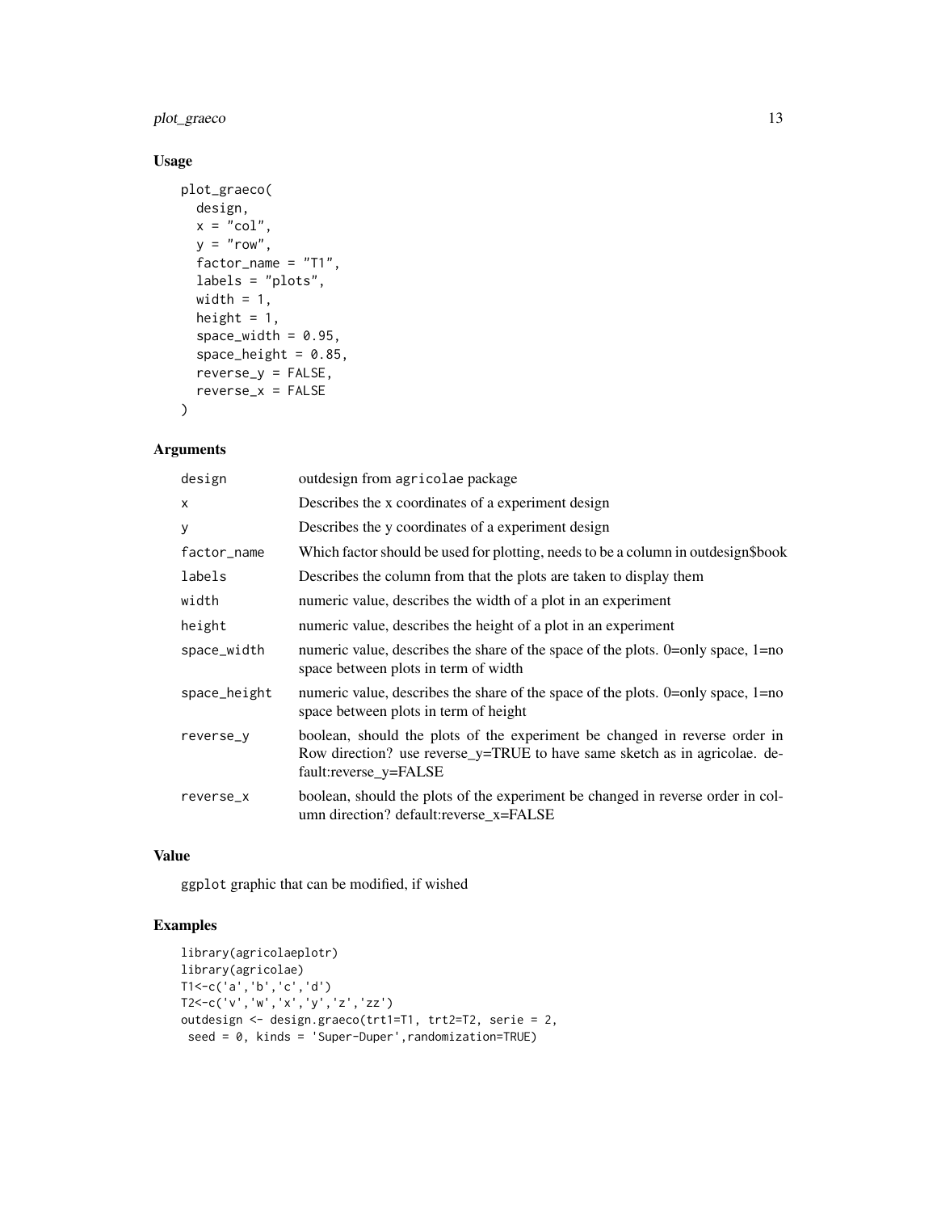## Usage

```
plot_graeco(
  design,
  x = "col",
  y = "row",
  factor_name = "T1",
  labels = "plots",
  width = 1,
  height = 1,
  space_width = 0.95,
  space_height = 0.85,
  reverse_y = FALSE,
  reverse_x = FALSE
)
```

## Arguments

| | |
|---|---|
| `design` | outdesign from `agricolae` package |
| `x` | Describes the x coordinates of a experiment design |
| `y` | Describes the y coordinates of a experiment design |
| `factor_name` | Which factor should be used for plotting, needs to be a column in outdesign$book |
| `labels` | Describes the column from that the plots are taken to display them |
| `width` | numeric value, describes the width of a plot in an experiment |
| `height` | numeric value, describes the height of a plot in an experiment |
| `space_width` | numeric value, describes the share of the space of the plots. 0=only space, 1=no space between plots in term of width |
| `space_height` | numeric value, describes the share of the space of the plots. 0=only space, 1=no space between plots in term of height |
| `reverse_y` | boolean, should the plots of the experiment be changed in reverse order in Row direction? use reverse_y=TRUE to have same sketch as in agricolae. default:reverse_y=FALSE |
| `reverse_x` | boolean, should the plots of the experiment be changed in reverse order in column direction? default:reverse_x=FALSE |

## Value

`ggplot` graphic that can be modified, if wished

## Examples

```
library(agricolaeplotr)
library(agricolae)
T1<-c('a','b','c','d')
T2<-c('v','w','x','y','z','zz')
outdesign <- design.graeco(trt1=T1, trt2=T2, serie = 2,
 seed = 0, kinds = 'Super-Duper',randomization=TRUE)
```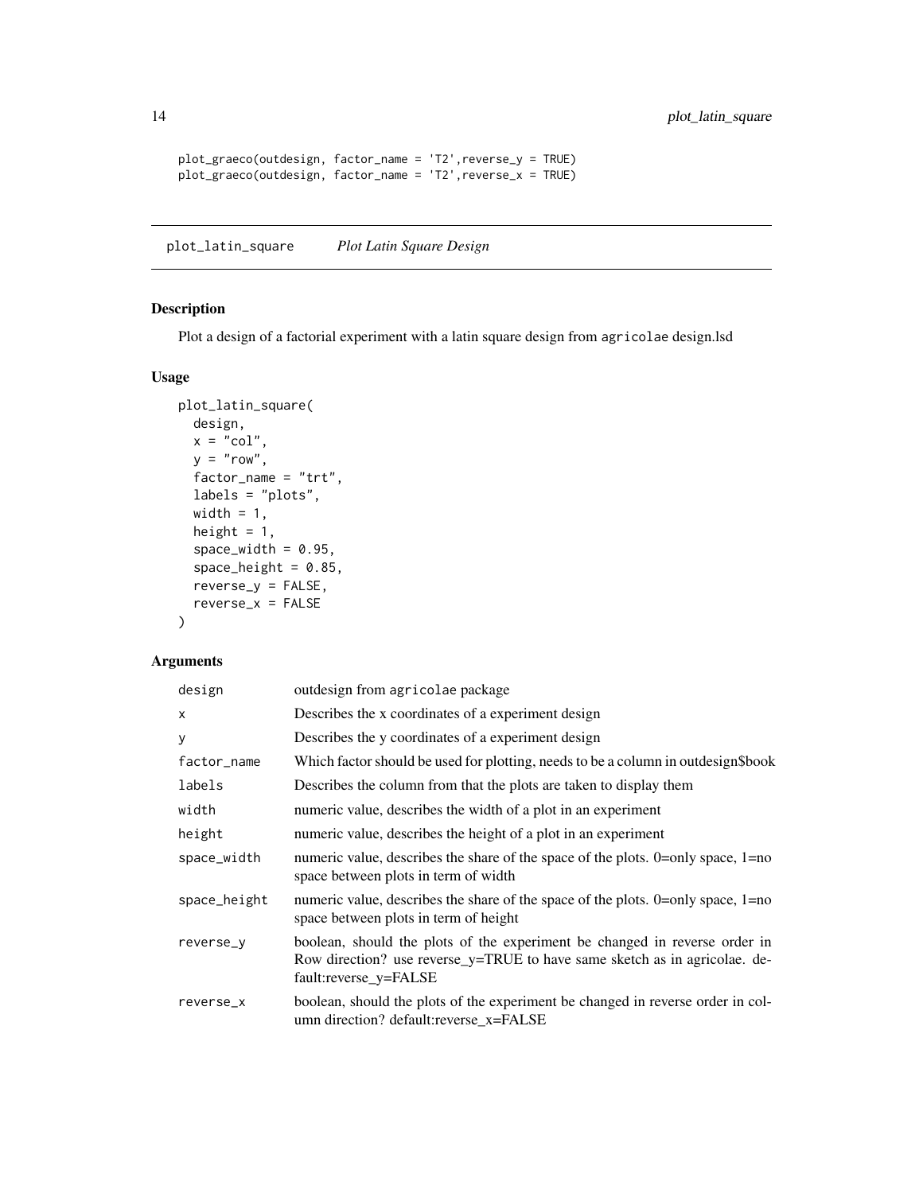```
plot_graeco(outdesign, factor_name = 'T2',reverse_y = TRUE)
plot_graeco(outdesign, factor_name = 'T2',reverse_x = TRUE)
```

## plot_latin_square *Plot Latin Square Design*

### Description

Plot a design of a factorial experiment with a latin square design from agricolae design.lsd

### Usage

```
plot_latin_square(
  design,
  x = "col",
  y = "row",
  factor_name = "trt",
  labels = "plots",
  width = 1,
  height = 1,
  space_width = 0.95,
  space_height = 0.85,
  reverse_y = FALSE,
  reverse_x = FALSE
)
```

### Arguments

| | |
|---|---|
| design | outdesign from agricolae package |
| x | Describes the x coordinates of a experiment design |
| y | Describes the y coordinates of a experiment design |
| factor_name | Which factor should be used for plotting, needs to be a column in outdesign$book |
| labels | Describes the column from that the plots are taken to display them |
| width | numeric value, describes the width of a plot in an experiment |
| height | numeric value, describes the height of a plot in an experiment |
| space_width | numeric value, describes the share of the space of the plots. 0=only space, 1=no space between plots in term of width |
| space_height | numeric value, describes the share of the space of the plots. 0=only space, 1=no space between plots in term of height |
| reverse_y | boolean, should the plots of the experiment be changed in reverse order in Row direction? use reverse_y=TRUE to have same sketch as in agricolae. default:reverse_y=FALSE |
| reverse_x | boolean, should the plots of the experiment be changed in reverse order in column direction? default:reverse_x=FALSE |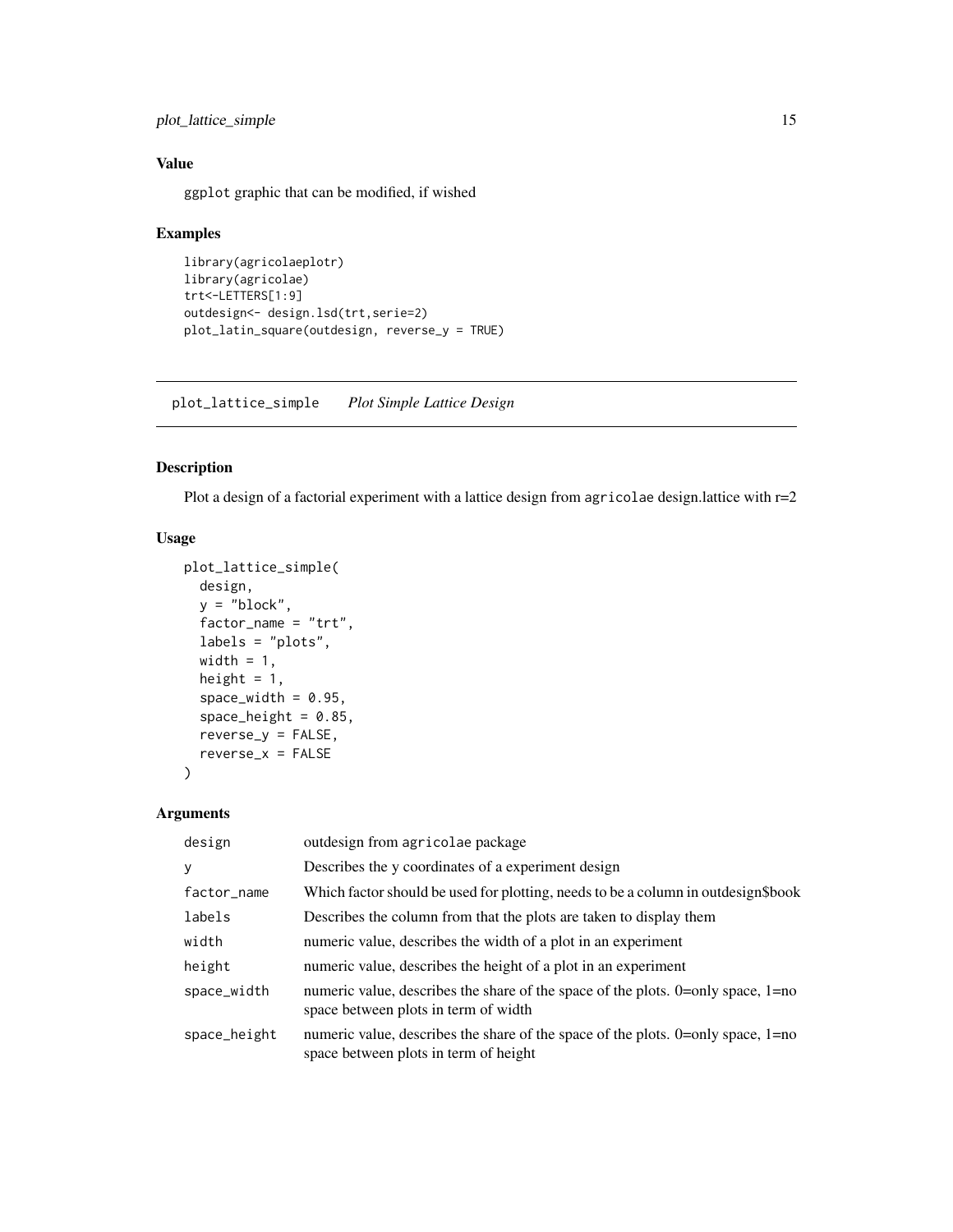## Value

ggplot graphic that can be modified, if wished

## Examples

```
library(agricolaeplotr)
library(agricolae)
trt<-LETTERS[1:9]
outdesign<- design.lsd(trt,serie=2)
plot_latin_square(outdesign, reverse_y = TRUE)
```

---

# plot_lattice_simple *Plot Simple Lattice Design*

## Description

Plot a design of a factorial experiment with a lattice design from agricolae design.lattice with r=2

## Usage

```
plot_lattice_simple(
  design,
  y = "block",
  factor_name = "trt",
  labels = "plots",
  width = 1,
  height = 1,
  space_width = 0.95,
  space_height = 0.85,
  reverse_y = FALSE,
  reverse_x = FALSE
)
```

## Arguments

| | |
|---|---|
| design | outdesign from agricolae package |
| y | Describes the y coordinates of a experiment design |
| factor_name | Which factor should be used for plotting, needs to be a column in outdesign$book |
| labels | Describes the column from that the plots are taken to display them |
| width | numeric value, describes the width of a plot in an experiment |
| height | numeric value, describes the height of a plot in an experiment |
| space_width | numeric value, describes the share of the space of the plots. 0=only space, 1=no space between plots in term of width |
| space_height | numeric value, describes the share of the space of the plots. 0=only space, 1=no space between plots in term of height |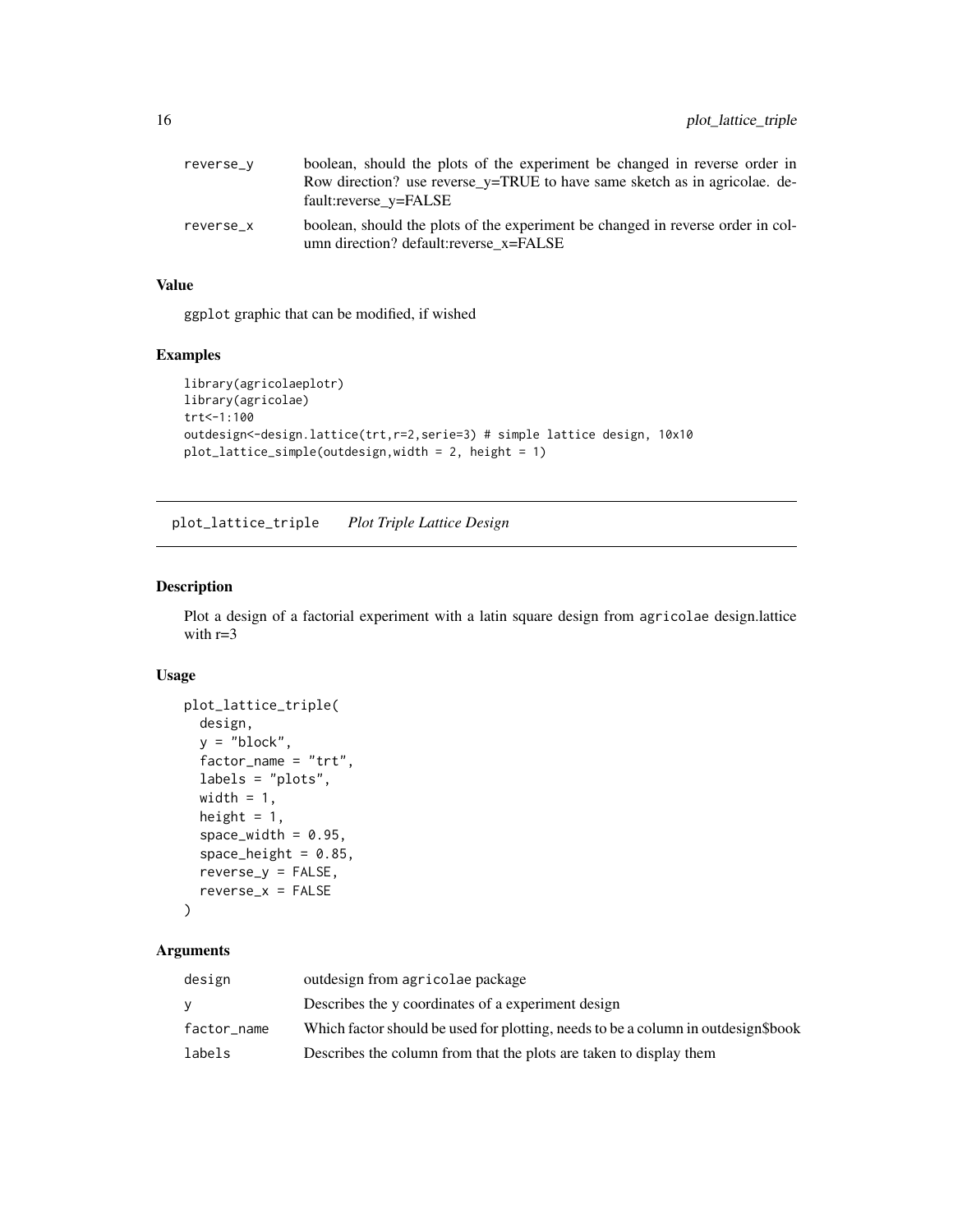| | |
|---|---|
| reverse_y | boolean, should the plots of the experiment be changed in reverse order in Row direction? use reverse_y=TRUE to have same sketch as in agricolae. default:reverse_y=FALSE |
| reverse_x | boolean, should the plots of the experiment be changed in reverse order in column direction? default:reverse_x=FALSE |

### Value

ggplot graphic that can be modified, if wished

### Examples

```
library(agricolaeplotr)
library(agricolae)
trt<-1:100
outdesign<-design.lattice(trt,r=2,serie=3) # simple lattice design, 10x10
plot_lattice_simple(outdesign,width = 2, height = 1)
```

## plot_lattice_triple *Plot Triple Lattice Design*

### Description

Plot a design of a factorial experiment with a latin square design from agricolae design.lattice with r=3

### Usage

```
plot_lattice_triple(
  design,
  y = "block",
  factor_name = "trt",
  labels = "plots",
  width = 1,
  height = 1,
  space_width = 0.95,
  space_height = 0.85,
  reverse_y = FALSE,
  reverse_x = FALSE
)
```

### Arguments

| | |
|---|---|
| design | outdesign from agricolae package |
| y | Describes the y coordinates of a experiment design |
| factor_name | Which factor should be used for plotting, needs to be a column in outdesign$book |
| labels | Describes the column from that the plots are taken to display them |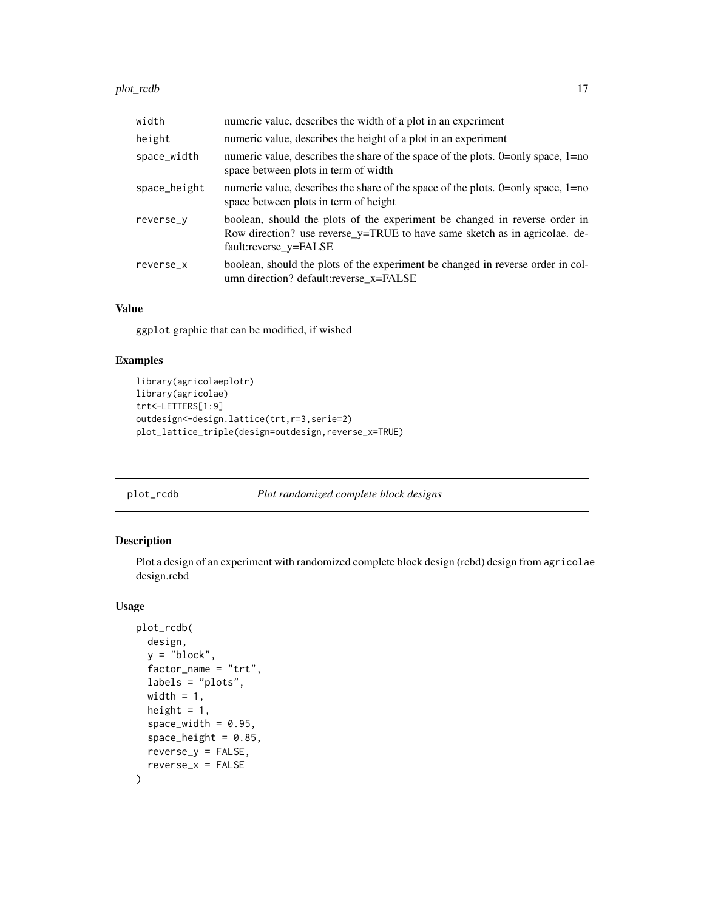| | |
|---|---|
| width | numeric value, describes the width of a plot in an experiment |
| height | numeric value, describes the height of a plot in an experiment |
| space_width | numeric value, describes the share of the space of the plots. 0=only space, 1=no space between plots in term of width |
| space_height | numeric value, describes the share of the space of the plots. 0=only space, 1=no space between plots in term of height |
| reverse_y | boolean, should the plots of the experiment be changed in reverse order in Row direction? use reverse_y=TRUE to have same sketch as in agricolae. default:reverse_y=FALSE |
| reverse_x | boolean, should the plots of the experiment be changed in reverse order in column direction? default:reverse_x=FALSE |

### Value

ggplot graphic that can be modified, if wished

### Examples

```
library(agricolaeplotr)
library(agricolae)
trt<-LETTERS[1:9]
outdesign<-design.lattice(trt,r=3,serie=2)
plot_lattice_triple(design=outdesign,reverse_x=TRUE)
```

---

## plot_rcdb — *Plot randomized complete block designs*

### Description

Plot a design of an experiment with randomized complete block design (rcbd) design from agricolae design.rcbd

### Usage

```
plot_rcdb(
  design,
  y = "block",
  factor_name = "trt",
  labels = "plots",
  width = 1,
  height = 1,
  space_width = 0.95,
  space_height = 0.85,
  reverse_y = FALSE,
  reverse_x = FALSE
)
```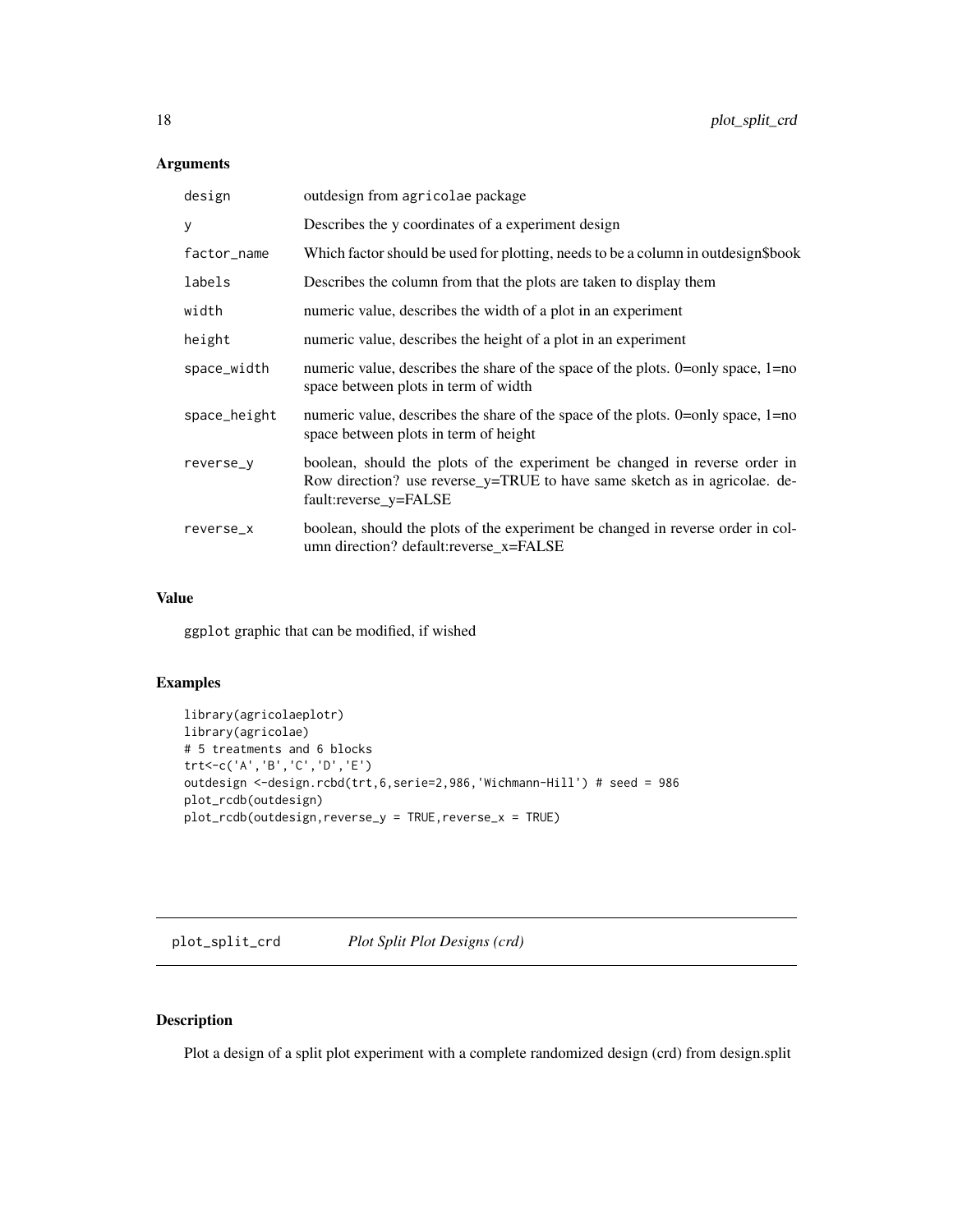## Arguments

| | |
|---|---|
| design | outdesign from agricolae package |
| y | Describes the y coordinates of a experiment design |
| factor_name | Which factor should be used for plotting, needs to be a column in outdesign$book |
| labels | Describes the column from that the plots are taken to display them |
| width | numeric value, describes the width of a plot in an experiment |
| height | numeric value, describes the height of a plot in an experiment |
| space_width | numeric value, describes the share of the space of the plots. 0=only space, 1=no space between plots in term of width |
| space_height | numeric value, describes the share of the space of the plots. 0=only space, 1=no space between plots in term of height |
| reverse_y | boolean, should the plots of the experiment be changed in reverse order in Row direction? use reverse_y=TRUE to have same sketch as in agricolae. default:reverse_y=FALSE |
| reverse_x | boolean, should the plots of the experiment be changed in reverse order in column direction? default:reverse_x=FALSE |

## Value

ggplot graphic that can be modified, if wished

## Examples

```
library(agricolaeplotr)
library(agricolae)
# 5 treatments and 6 blocks
trt<-c('A','B','C','D','E')
outdesign <-design.rcbd(trt,6,serie=2,986,'Wichmann-Hill') # seed = 986
plot_rcdb(outdesign)
plot_rcdb(outdesign,reverse_y = TRUE,reverse_x = TRUE)
```

---

# plot_split_crd *Plot Split Plot Designs (crd)*

## Description

Plot a design of a split plot experiment with a complete randomized design (crd) from design.split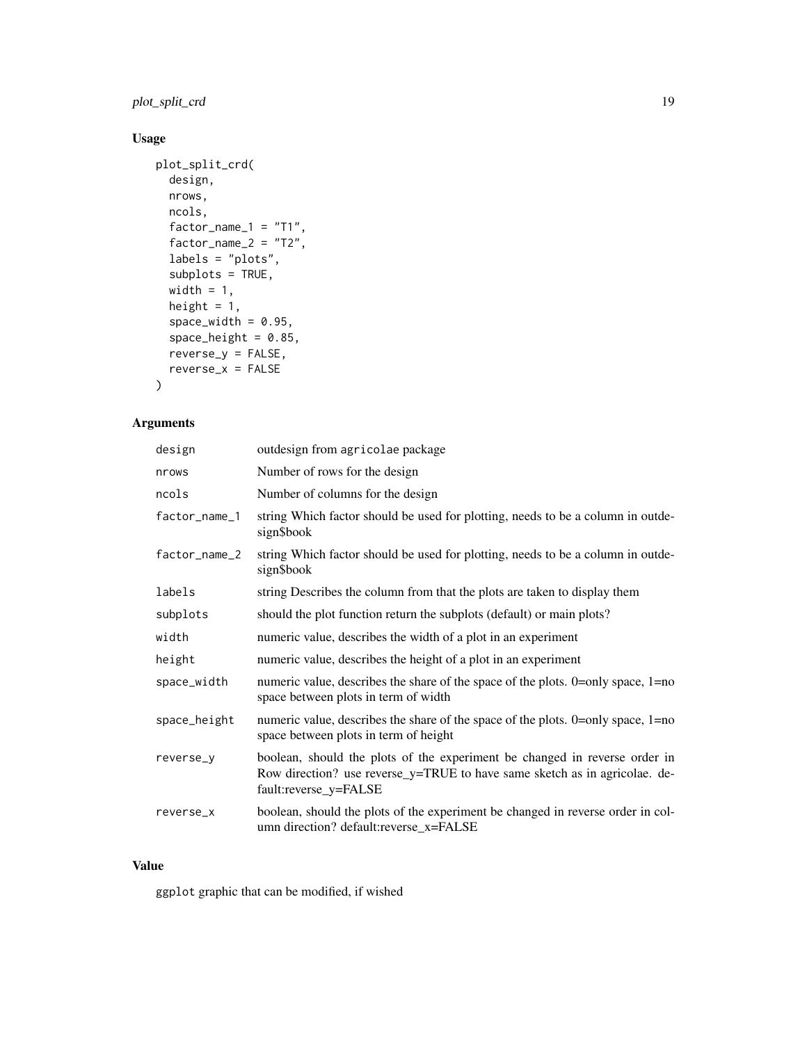## Usage

```
plot_split_crd(
  design,
  nrows,
  ncols,
  factor_name_1 = "T1",
  factor_name_2 = "T2",
  labels = "plots",
  subplots = TRUE,
  width = 1,
  height = 1,
  space_width = 0.95,
  space_height = 0.85,
  reverse_y = FALSE,
  reverse_x = FALSE
)
```

## Arguments

| | |
|---|---|
| `design` | outdesign from `agricolae` package |
| `nrows` | Number of rows for the design |
| `ncols` | Number of columns for the design |
| `factor_name_1` | string Which factor should be used for plotting, needs to be a column in outdesign$book |
| `factor_name_2` | string Which factor should be used for plotting, needs to be a column in outdesign$book |
| `labels` | string Describes the column from that the plots are taken to display them |
| `subplots` | should the plot function return the subplots (default) or main plots? |
| `width` | numeric value, describes the width of a plot in an experiment |
| `height` | numeric value, describes the height of a plot in an experiment |
| `space_width` | numeric value, describes the share of the space of the plots. 0=only space, 1=no space between plots in term of width |
| `space_height` | numeric value, describes the share of the space of the plots. 0=only space, 1=no space between plots in term of height |
| `reverse_y` | boolean, should the plots of the experiment be changed in reverse order in Row direction? use reverse_y=TRUE to have same sketch as in agricolae. default:reverse_y=FALSE |
| `reverse_x` | boolean, should the plots of the experiment be changed in reverse order in column direction? default:reverse_x=FALSE |

## Value

`ggplot` graphic that can be modified, if wished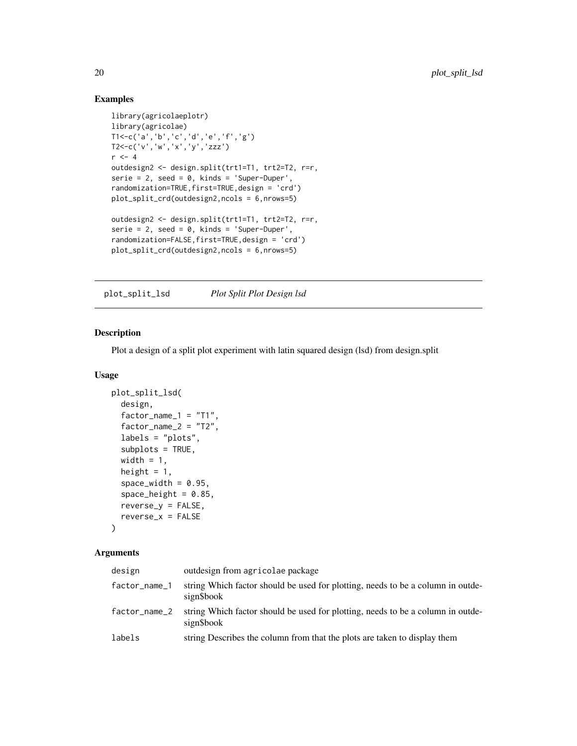### Examples

```
library(agricolaeplotr)
library(agricolae)
T1<-c('a','b','c','d','e','f','g')
T2<-c('v','w','x','y','zzz')
r <- 4
outdesign2 <- design.split(trt1=T1, trt2=T2, r=r,
serie = 2, seed = 0, kinds = 'Super-Duper',
randomization=TRUE,first=TRUE,design = 'crd')
plot_split_crd(outdesign2,ncols = 6,nrows=5)

outdesign2 <- design.split(trt1=T1, trt2=T2, r=r,
serie = 2, seed = 0, kinds = 'Super-Duper',
randomization=FALSE,first=TRUE,design = 'crd')
plot_split_crd(outdesign2,ncols = 6,nrows=5)
```

## plot_split_lsd *Plot Split Plot Design lsd*

### Description

Plot a design of a split plot experiment with latin squared design (lsd) from design.split

### Usage

```
plot_split_lsd(
  design,
  factor_name_1 = "T1",
  factor_name_2 = "T2",
  labels = "plots",
  subplots = TRUE,
  width = 1,
  height = 1,
  space_width = 0.95,
  space_height = 0.85,
  reverse_y = FALSE,
  reverse_x = FALSE
)
```

### Arguments

| | |
|---|---|
| design | outdesign from agricolae package |
| factor_name_1 | string Which factor should be used for plotting, needs to be a column in outdesign$book |
| factor_name_2 | string Which factor should be used for plotting, needs to be a column in outdesign$book |
| labels | string Describes the column from that the plots are taken to display them |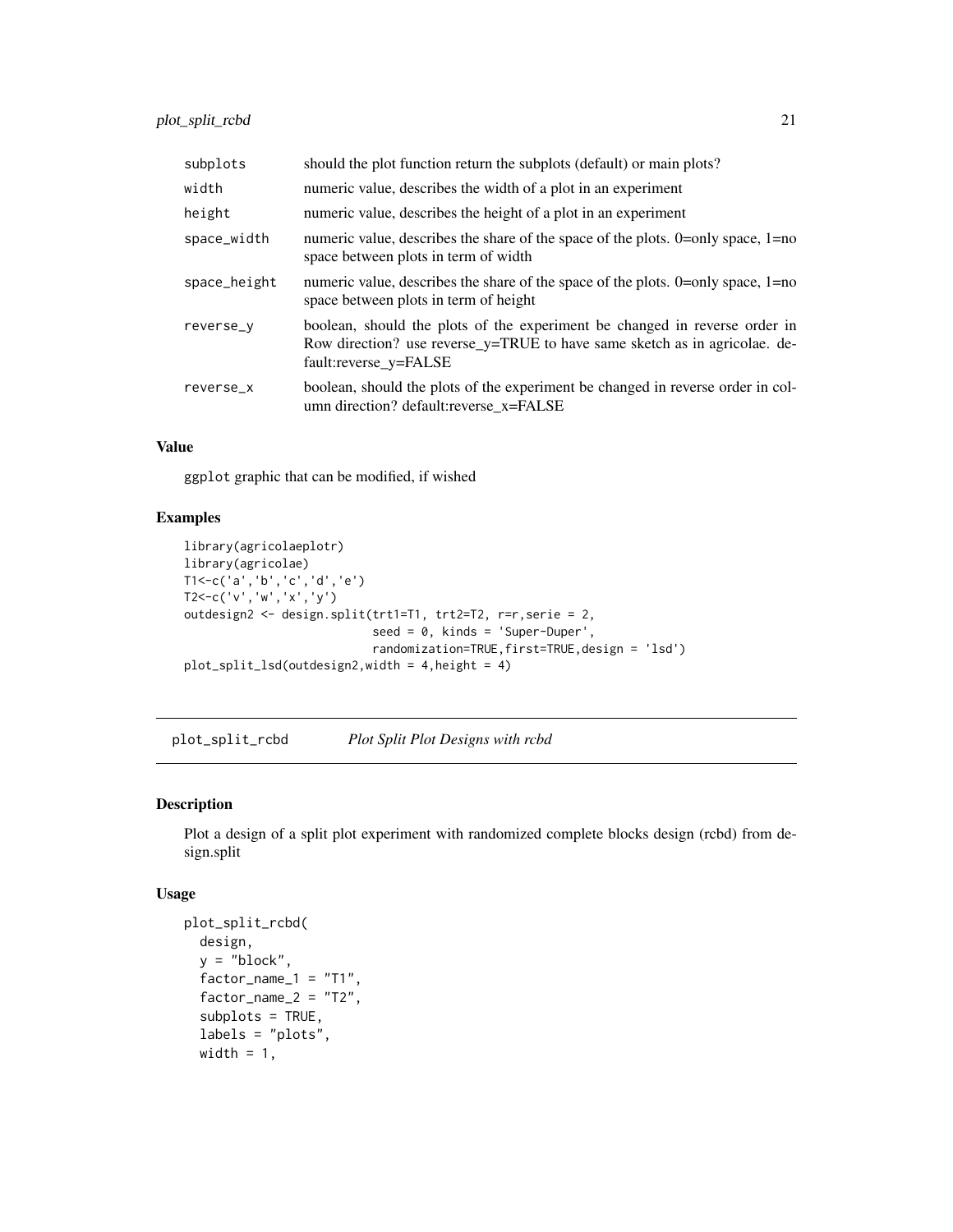| | |
|---|---|
| subplots | should the plot function return the subplots (default) or main plots? |
| width | numeric value, describes the width of a plot in an experiment |
| height | numeric value, describes the height of a plot in an experiment |
| space_width | numeric value, describes the share of the space of the plots. 0=only space, 1=no space between plots in term of width |
| space_height | numeric value, describes the share of the space of the plots. 0=only space, 1=no space between plots in term of height |
| reverse_y | boolean, should the plots of the experiment be changed in reverse order in Row direction? use reverse_y=TRUE to have same sketch as in agricolae. default:reverse_y=FALSE |
| reverse_x | boolean, should the plots of the experiment be changed in reverse order in column direction? default:reverse_x=FALSE |

### Value

ggplot graphic that can be modified, if wished

### Examples

```
library(agricolaeplotr)
library(agricolae)
T1<-c('a','b','c','d','e')
T2<-c('v','w','x','y')
outdesign2 <- design.split(trt1=T1, trt2=T2, r=r,serie = 2,
                           seed = 0, kinds = 'Super-Duper',
                           randomization=TRUE,first=TRUE,design = 'lsd')
plot_split_lsd(outdesign2,width = 4,height = 4)
```

---

## plot_split_rcbd    *Plot Split Plot Designs with rcbd*

### Description

Plot a design of a split plot experiment with randomized complete blocks design (rcbd) from design.split

### Usage

```
plot_split_rcbd(
  design,
  y = "block",
  factor_name_1 = "T1",
  factor_name_2 = "T2",
  subplots = TRUE,
  labels = "plots",
  width = 1,
```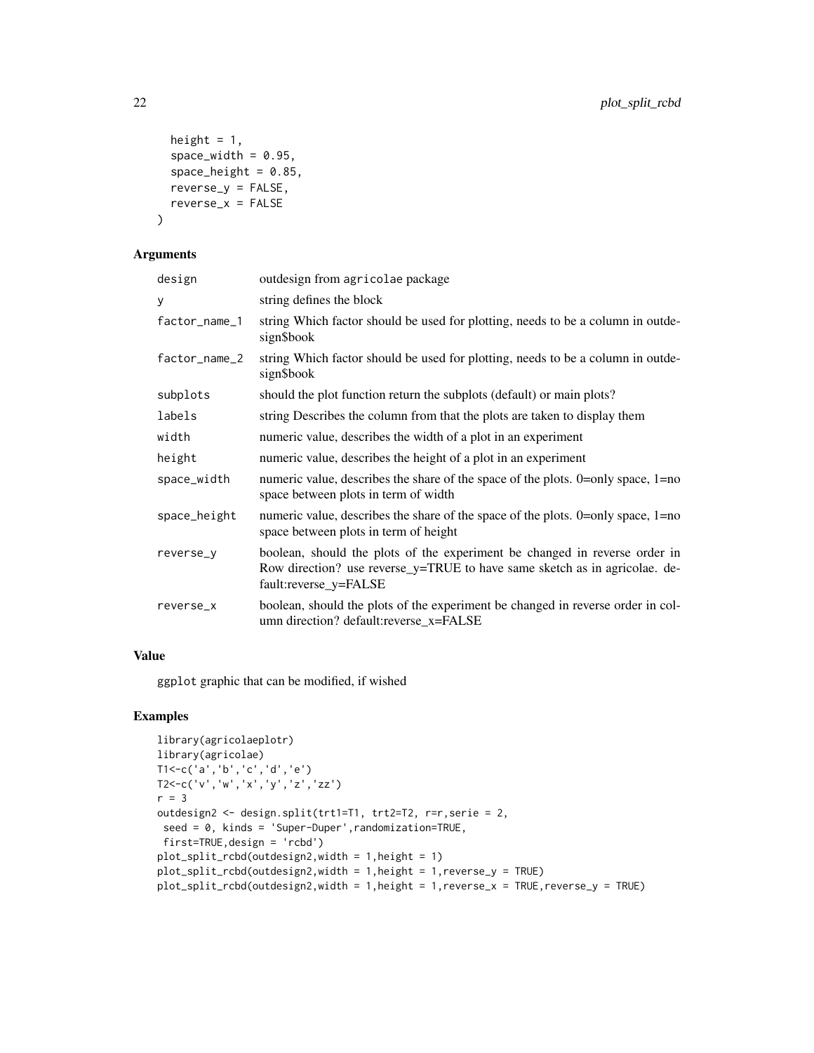```
  height = 1,
  space_width = 0.95,
  space_height = 0.85,
  reverse_y = FALSE,
  reverse_x = FALSE
)
```

## Arguments

| | |
|---|---|
| design | outdesign from agricolae package |
| y | string defines the block |
| factor_name_1 | string Which factor should be used for plotting, needs to be a column in outdesign$book |
| factor_name_2 | string Which factor should be used for plotting, needs to be a column in outdesign$book |
| subplots | should the plot function return the subplots (default) or main plots? |
| labels | string Describes the column from that the plots are taken to display them |
| width | numeric value, describes the width of a plot in an experiment |
| height | numeric value, describes the height of a plot in an experiment |
| space_width | numeric value, describes the share of the space of the plots. 0=only space, 1=no space between plots in term of width |
| space_height | numeric value, describes the share of the space of the plots. 0=only space, 1=no space between plots in term of height |
| reverse_y | boolean, should the plots of the experiment be changed in reverse order in Row direction? use reverse_y=TRUE to have same sketch as in agricolae. default:reverse_y=FALSE |
| reverse_x | boolean, should the plots of the experiment be changed in reverse order in column direction? default:reverse_x=FALSE |

## Value

ggplot graphic that can be modified, if wished

## Examples

```
library(agricolaeplotr)
library(agricolae)
T1<-c('a','b','c','d','e')
T2<-c('v','w','x','y','z','zz')
r = 3
outdesign2 <- design.split(trt1=T1, trt2=T2, r=r,serie = 2,
 seed = 0, kinds = 'Super-Duper',randomization=TRUE,
 first=TRUE,design = 'rcbd')
plot_split_rcbd(outdesign2,width = 1,height = 1)
plot_split_rcbd(outdesign2,width = 1,height = 1,reverse_y = TRUE)
plot_split_rcbd(outdesign2,width = 1,height = 1,reverse_x = TRUE,reverse_y = TRUE)
```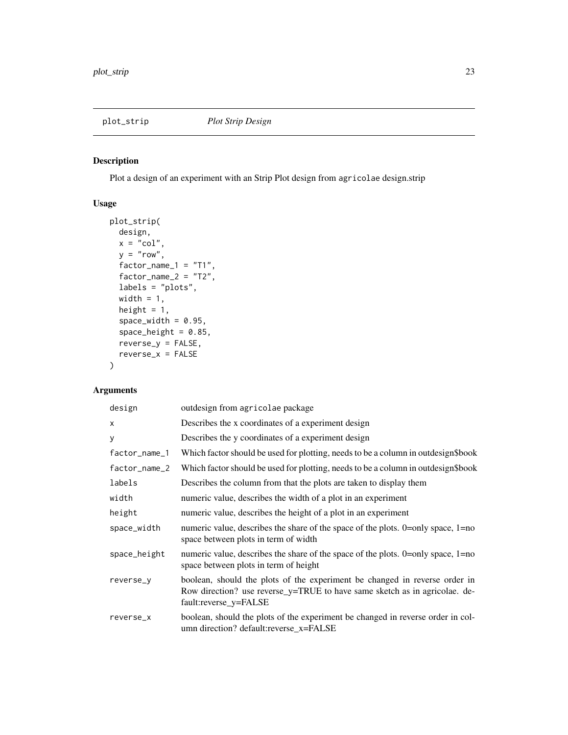plot_strip *Plot Strip Design*

## Description

Plot a design of an experiment with an Strip Plot design from agricolae design.strip

## Usage

```
plot_strip(
  design,
  x = "col",
  y = "row",
  factor_name_1 = "T1",
  factor_name_2 = "T2",
  labels = "plots",
  width = 1,
  height = 1,
  space_width = 0.95,
  space_height = 0.85,
  reverse_y = FALSE,
  reverse_x = FALSE
)
```

## Arguments

| | |
|---|---|
| design | outdesign from agricolae package |
| x | Describes the x coordinates of a experiment design |
| y | Describes the y coordinates of a experiment design |
| factor_name_1 | Which factor should be used for plotting, needs to be a column in outdesign$book |
| factor_name_2 | Which factor should be used for plotting, needs to be a column in outdesign$book |
| labels | Describes the column from that the plots are taken to display them |
| width | numeric value, describes the width of a plot in an experiment |
| height | numeric value, describes the height of a plot in an experiment |
| space_width | numeric value, describes the share of the space of the plots. 0=only space, 1=no space between plots in term of width |
| space_height | numeric value, describes the share of the space of the plots. 0=only space, 1=no space between plots in term of height |
| reverse_y | boolean, should the plots of the experiment be changed in reverse order in Row direction? use reverse_y=TRUE to have same sketch as in agricolae. default:reverse_y=FALSE |
| reverse_x | boolean, should the plots of the experiment be changed in reverse order in column direction? default:reverse_x=FALSE |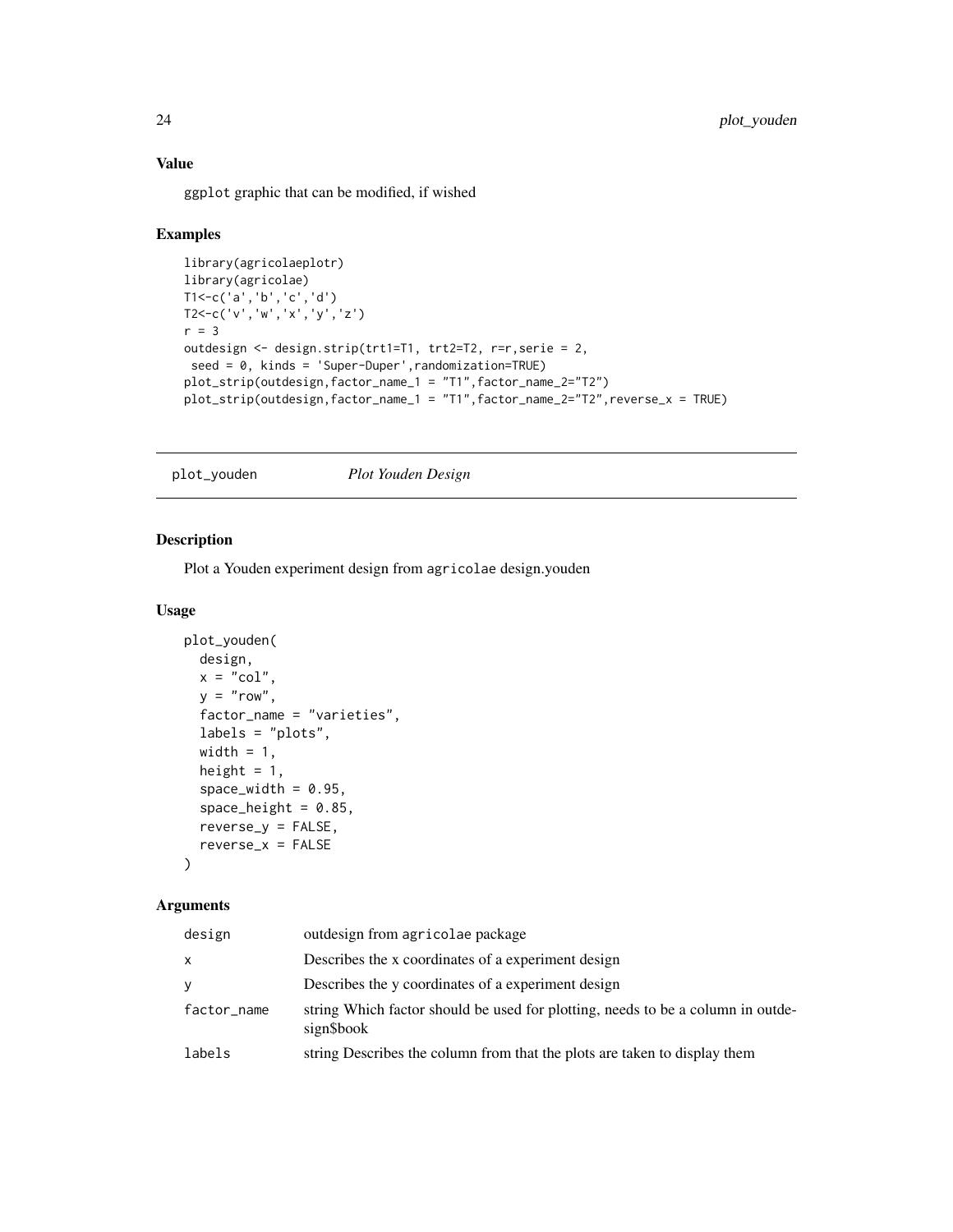## Value

ggplot graphic that can be modified, if wished

## Examples

```
library(agricolaeplotr)
library(agricolae)
T1<-c('a','b','c','d')
T2<-c('v','w','x','y','z')
r = 3
outdesign <- design.strip(trt1=T1, trt2=T2, r=r,serie = 2,
 seed = 0, kinds = 'Super-Duper',randomization=TRUE)
plot_strip(outdesign,factor_name_1 = "T1",factor_name_2="T2")
plot_strip(outdesign,factor_name_1 = "T1",factor_name_2="T2",reverse_x = TRUE)
```

---

# plot_youden    *Plot Youden Design*

---

## Description

Plot a Youden experiment design from agricolae design.youden

## Usage

```
plot_youden(
  design,
  x = "col",
  y = "row",
  factor_name = "varieties",
  labels = "plots",
  width = 1,
  height = 1,
  space_width = 0.95,
  space_height = 0.85,
  reverse_y = FALSE,
  reverse_x = FALSE
)
```

## Arguments

| | |
|---|---|
| design | outdesign from agricolae package |
| x | Describes the x coordinates of a experiment design |
| y | Describes the y coordinates of a experiment design |
| factor_name | string Which factor should be used for plotting, needs to be a column in outdesign$book |
| labels | string Describes the column from that the plots are taken to display them |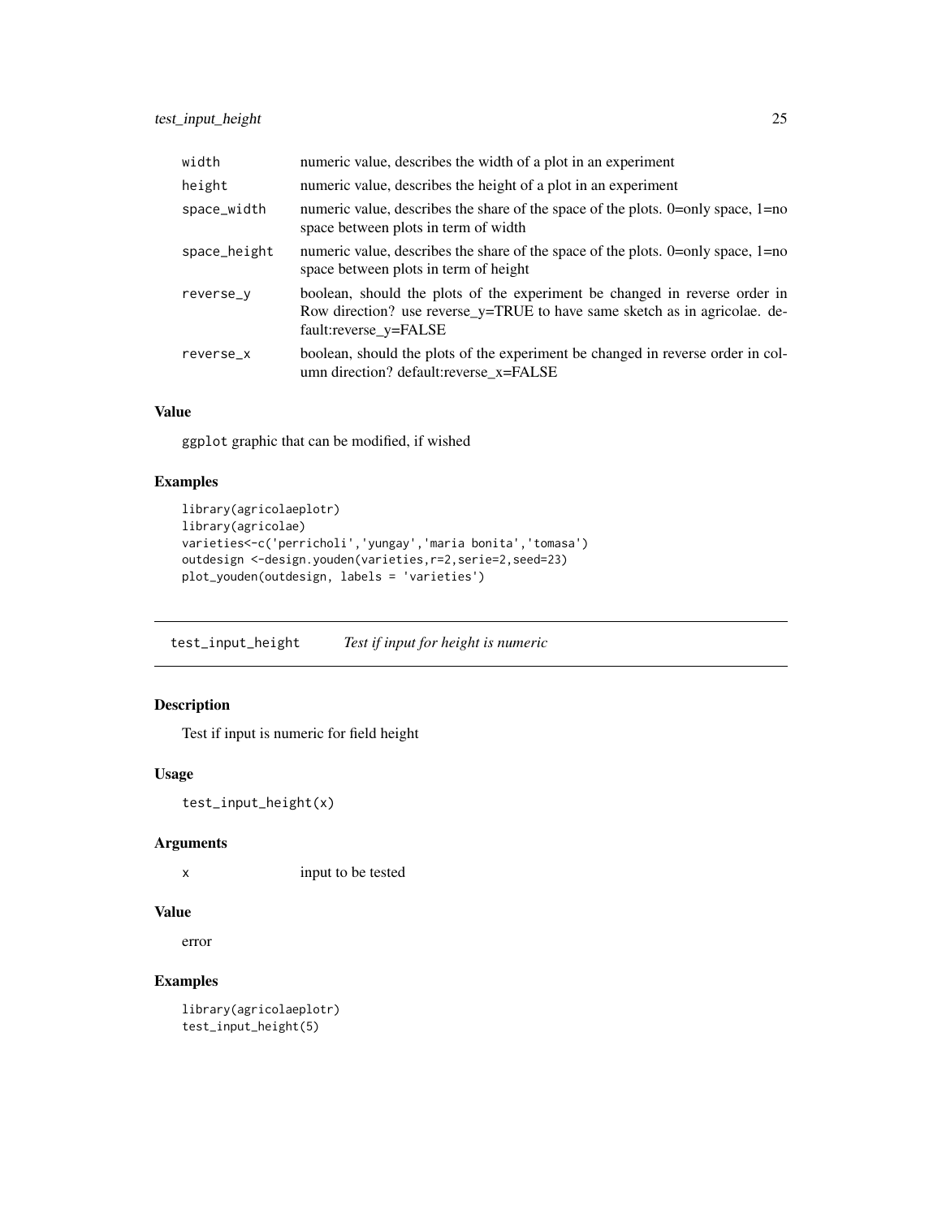| | |
|---|---|
| width | numeric value, describes the width of a plot in an experiment |
| height | numeric value, describes the height of a plot in an experiment |
| space_width | numeric value, describes the share of the space of the plots. 0=only space, 1=no space between plots in term of width |
| space_height | numeric value, describes the share of the space of the plots. 0=only space, 1=no space between plots in term of height |
| reverse_y | boolean, should the plots of the experiment be changed in reverse order in Row direction? use reverse_y=TRUE to have same sketch as in agricolae. default:reverse_y=FALSE |
| reverse_x | boolean, should the plots of the experiment be changed in reverse order in column direction? default:reverse_x=FALSE |

### Value

ggplot graphic that can be modified, if wished

### Examples

```
library(agricolaeplotr)
library(agricolae)
varieties<-c('perricholi','yungay','maria bonita','tomasa')
outdesign <-design.youden(varieties,r=2,serie=2,seed=23)
plot_youden(outdesign, labels = 'varieties')
```

---

## test_input_height    *Test if input for height is numeric*

### Description

Test if input is numeric for field height

### Usage

```
test_input_height(x)
```

### Arguments

| | |
|---|---|
| x | input to be tested |

### Value

error

### Examples

```
library(agricolaeplotr)
test_input_height(5)
```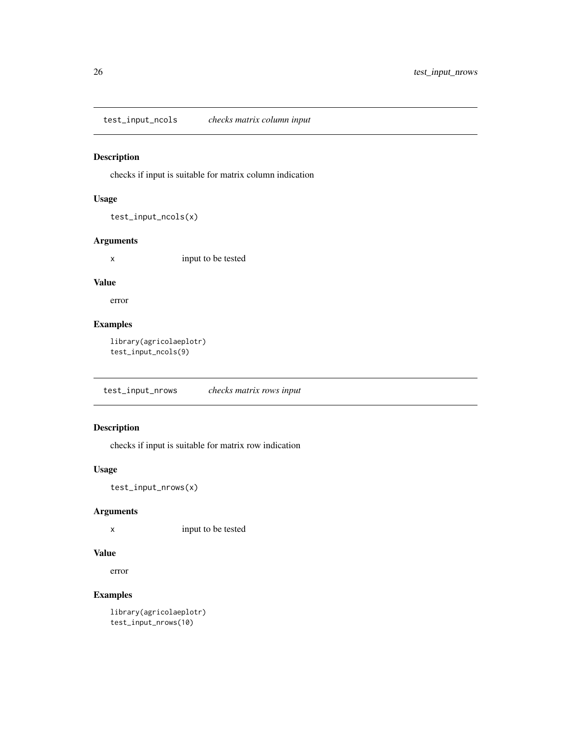## test_input_ncols *checks matrix column input*

### Description

checks if input is suitable for matrix column indication

### Usage

```
test_input_ncols(x)
```

### Arguments

| | |
|---|---|
| x | input to be tested |

### Value

error

### Examples

```
library(agricolaeplotr)
test_input_ncols(9)
```

## test_input_nrows *checks matrix rows input*

### Description

checks if input is suitable for matrix row indication

### Usage

```
test_input_nrows(x)
```

### Arguments

| | |
|---|---|
| x | input to be tested |

### Value

error

### Examples

```
library(agricolaeplotr)
test_input_nrows(10)
```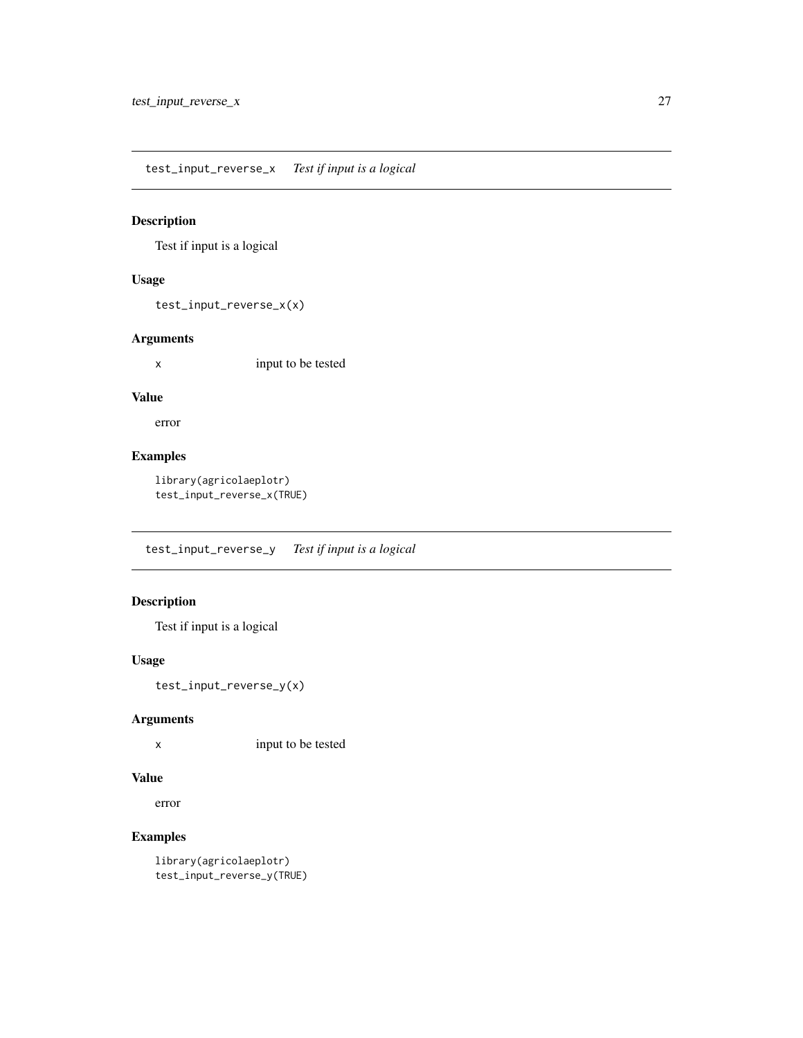## test_input_reverse_x *Test if input is a logical*

### Description

Test if input is a logical

### Usage

```
test_input_reverse_x(x)
```

### Arguments

| | |
|---|---|
| x | input to be tested |

### Value

error

### Examples

```
library(agricolaeplotr)
test_input_reverse_x(TRUE)
```

## test_input_reverse_y *Test if input is a logical*

### Description

Test if input is a logical

### Usage

```
test_input_reverse_y(x)
```

### Arguments

| | |
|---|---|
| x | input to be tested |

### Value

error

### Examples

```
library(agricolaeplotr)
test_input_reverse_y(TRUE)
```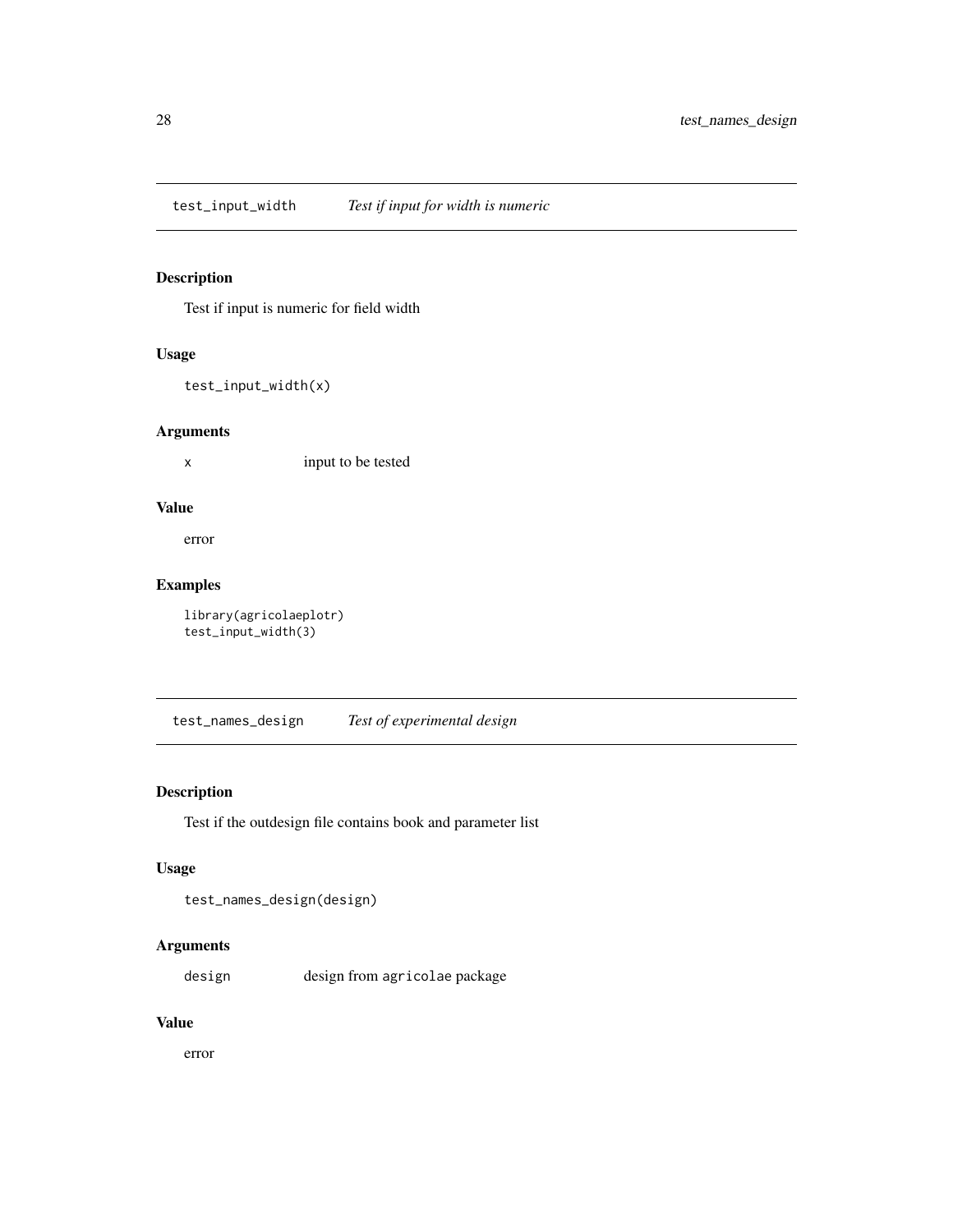## test_input_width *Test if input for width is numeric*

### Description

Test if input is numeric for field width

### Usage

```
test_input_width(x)
```

### Arguments

| | |
|---|---|
| x | input to be tested |

### Value

error

### Examples

```
library(agricolaeplotr)
test_input_width(3)
```

## test_names_design *Test of experimental design*

### Description

Test if the outdesign file contains book and parameter list

### Usage

```
test_names_design(design)
```

### Arguments

| | |
|---|---|
| design | design from `agricolae` package |

### Value

error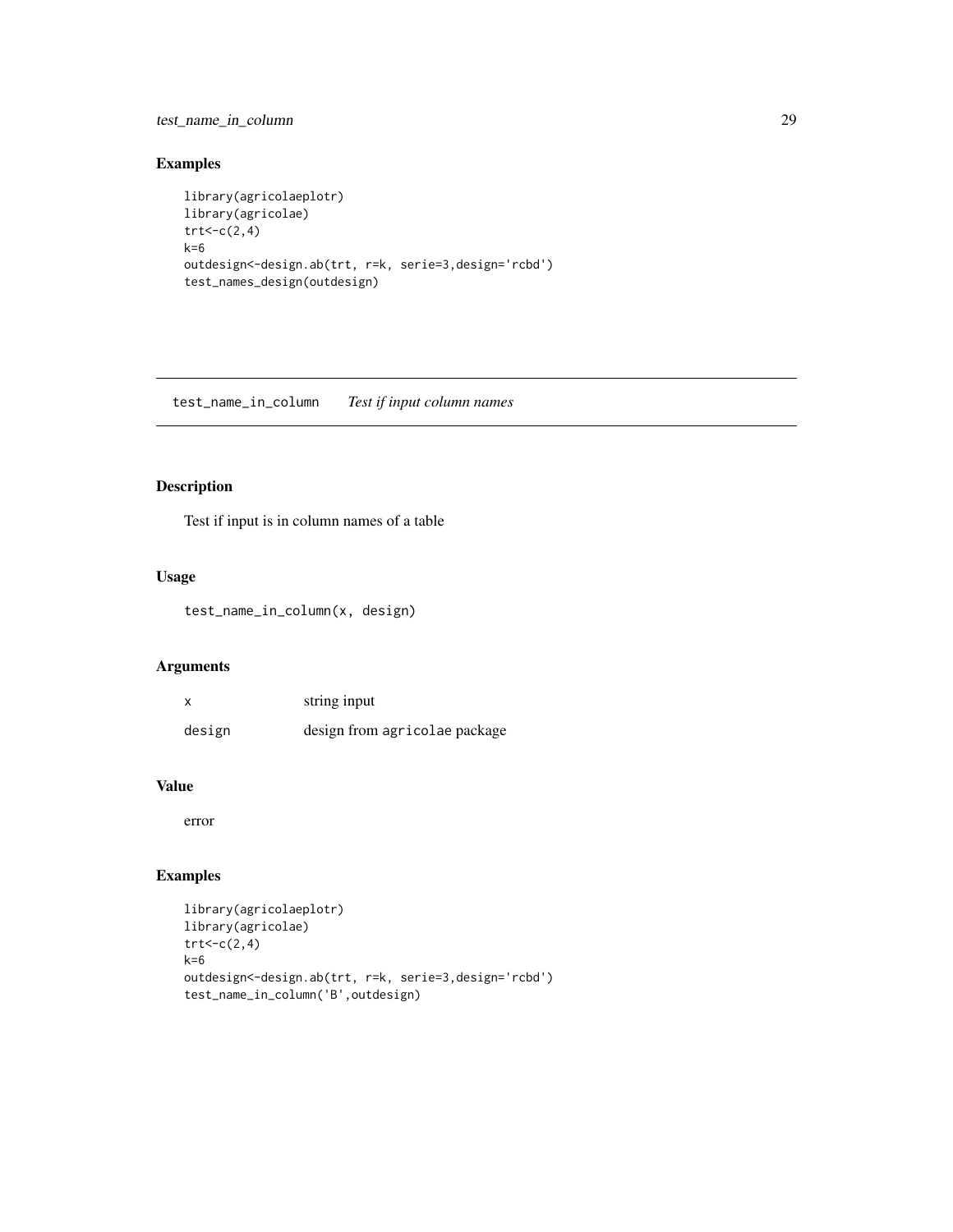## Examples

```
library(agricolaeplotr)
library(agricolae)
trt<-c(2,4)
k=6
outdesign<-design.ab(trt, r=k, serie=3,design='rcbd')
test_names_design(outdesign)
```

---

# test_name_in_column *Test if input column names*

---

## Description

Test if input is in column names of a table

## Usage

```
test_name_in_column(x, design)
```

## Arguments

| | |
|---|---|
| `x` | string input |
| `design` | design from `agricolae` package |

## Value

error

## Examples

```
library(agricolaeplotr)
library(agricolae)
trt<-c(2,4)
k=6
outdesign<-design.ab(trt, r=k, serie=3,design='rcbd')
test_name_in_column('B',outdesign)
```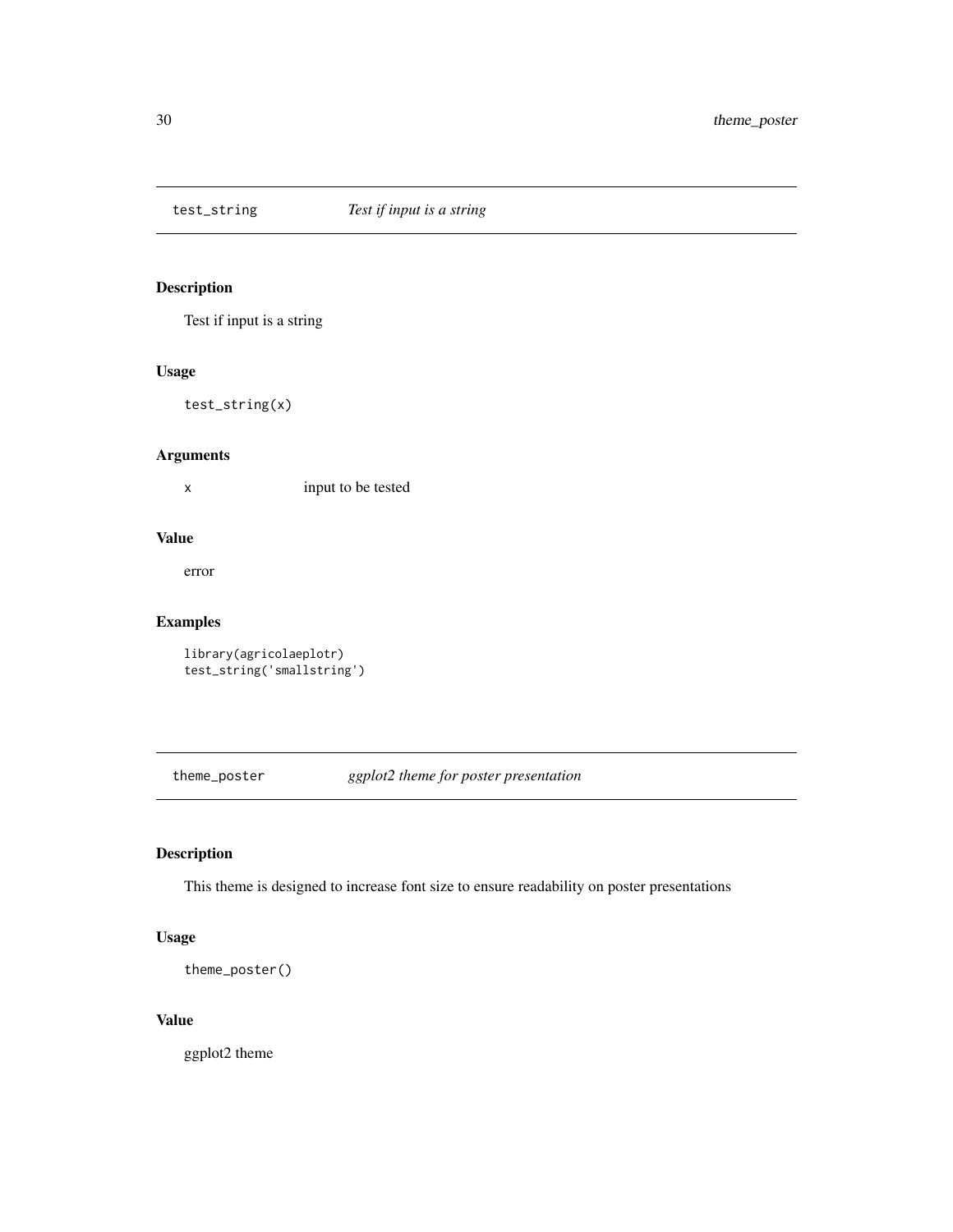## test_string *Test if input is a string*

### Description

Test if input is a string

### Usage

```
test_string(x)
```

### Arguments

| | |
|---|---|
| x | input to be tested |

### Value

error

### Examples

```
library(agricolaeplotr)
test_string('smallstring')
```

## theme_poster *ggplot2 theme for poster presentation*

### Description

This theme is designed to increase font size to ensure readability on poster presentations

### Usage

```
theme_poster()
```

### Value

ggplot2 theme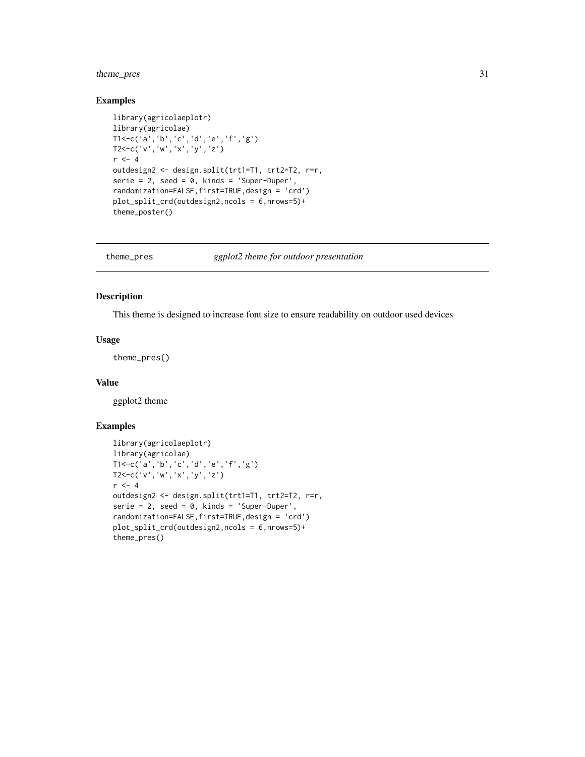## Examples

```
library(agricolaeplotr)
library(agricolae)
T1<-c('a','b','c','d','e','f','g')
T2<-c('v','w','x','y','z')
r <- 4
outdesign2 <- design.split(trt1=T1, trt2=T2, r=r,
serie = 2, seed = 0, kinds = 'Super-Duper',
randomization=FALSE,first=TRUE,design = 'crd')
plot_split_crd(outdesign2,ncols = 6,nrows=5)+
theme_poster()
```

---

`theme_pres` *ggplot2 theme for outdoor presentation*

---

## Description

This theme is designed to increase font size to ensure readability on outdoor used devices

## Usage

```
theme_pres()
```

## Value

ggplot2 theme

## Examples

```
library(agricolaeplotr)
library(agricolae)
T1<-c('a','b','c','d','e','f','g')
T2<-c('v','w','x','y','z')
r <- 4
outdesign2 <- design.split(trt1=T1, trt2=T2, r=r,
serie = 2, seed = 0, kinds = 'Super-Duper',
randomization=FALSE,first=TRUE,design = 'crd')
plot_split_crd(outdesign2,ncols = 6,nrows=5)+
theme_pres()
```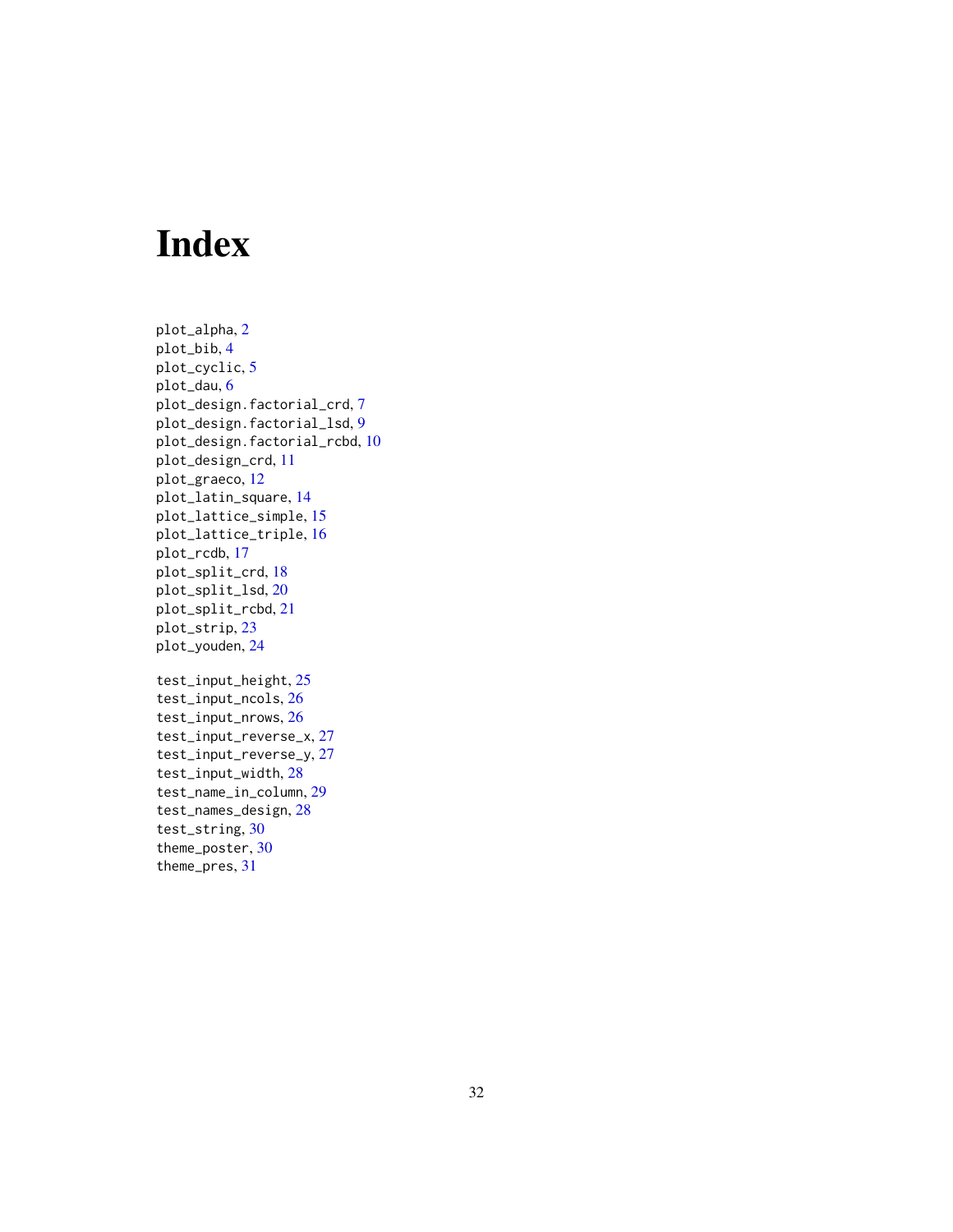# Index

plot_alpha, 2
plot_bib, 4
plot_cyclic, 5
plot_dau, 6
plot_design.factorial_crd, 7
plot_design.factorial_lsd, 9
plot_design.factorial_rcbd, 10
plot_design_crd, 11
plot_graeco, 12
plot_latin_square, 14
plot_lattice_simple, 15
plot_lattice_triple, 16
plot_rcdb, 17
plot_split_crd, 18
plot_split_lsd, 20
plot_split_rcbd, 21
plot_strip, 23
plot_youden, 24

test_input_height, 25
test_input_ncols, 26
test_input_nrows, 26
test_input_reverse_x, 27
test_input_reverse_y, 27
test_input_width, 28
test_name_in_column, 29
test_names_design, 28
test_string, 30
theme_poster, 30
theme_pres, 31